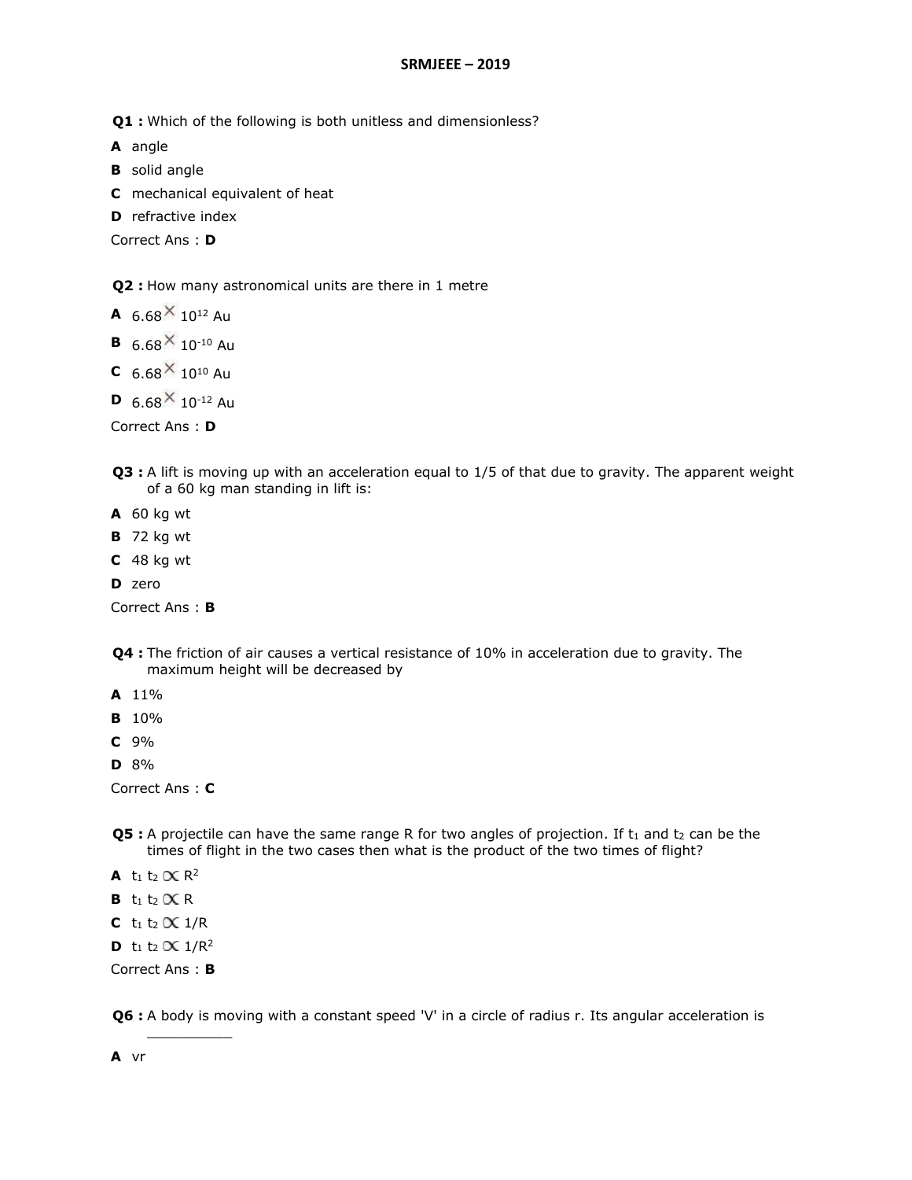# SRMJEEE – 2019

**Q1 :** Which of the following is both unitless and dimensionless?

**A** angle

**B** solid angle

**C** mechanical equivalent of heat

**D** refractive index

Correct Ans : **D**

**Q2 :** How many astronomical units are there in 1 metre

**A** $6.68 \times 10^{12}$ Au

**B** $6.68 \times 10^{-10}$ Au

**C** $6.68 \times 10^{10}$ Au

**D** $6.68 \times 10^{-12}$ Au

Correct Ans : **D**

**Q3 :** A lift is moving up with an acceleration equal to 1/5 of that due to gravity. The apparent weight of a 60 kg man standing in lift is:

**A** 60 kg wt

**B** 72 kg wt

**C** 48 kg wt

**D** zero

Correct Ans : **B**

**Q4 :** The friction of air causes a vertical resistance of 10% in acceleration due to gravity. The maximum height will be decreased by

**A** 11%

**B** 10%

**C** 9%

**D** 8%

Correct Ans : **C**

**Q5 :** A projectile can have the same range R for two angles of projection. If $t_1$ and $t_2$ can be the times of flight in the two cases then what is the product of the two times of flight?

**A** $t_1 t_2 \propto R^2$

**B** $t_1 t_2 \propto R$

**C** $t_1 t_2 \propto 1/R$

**D** $t_1 t_2 \propto 1/R^2$

Correct Ans : **B**

**Q6 :** A body is moving with a constant speed 'V' in a circle of radius r. Its angular acceleration is __________

**A** vr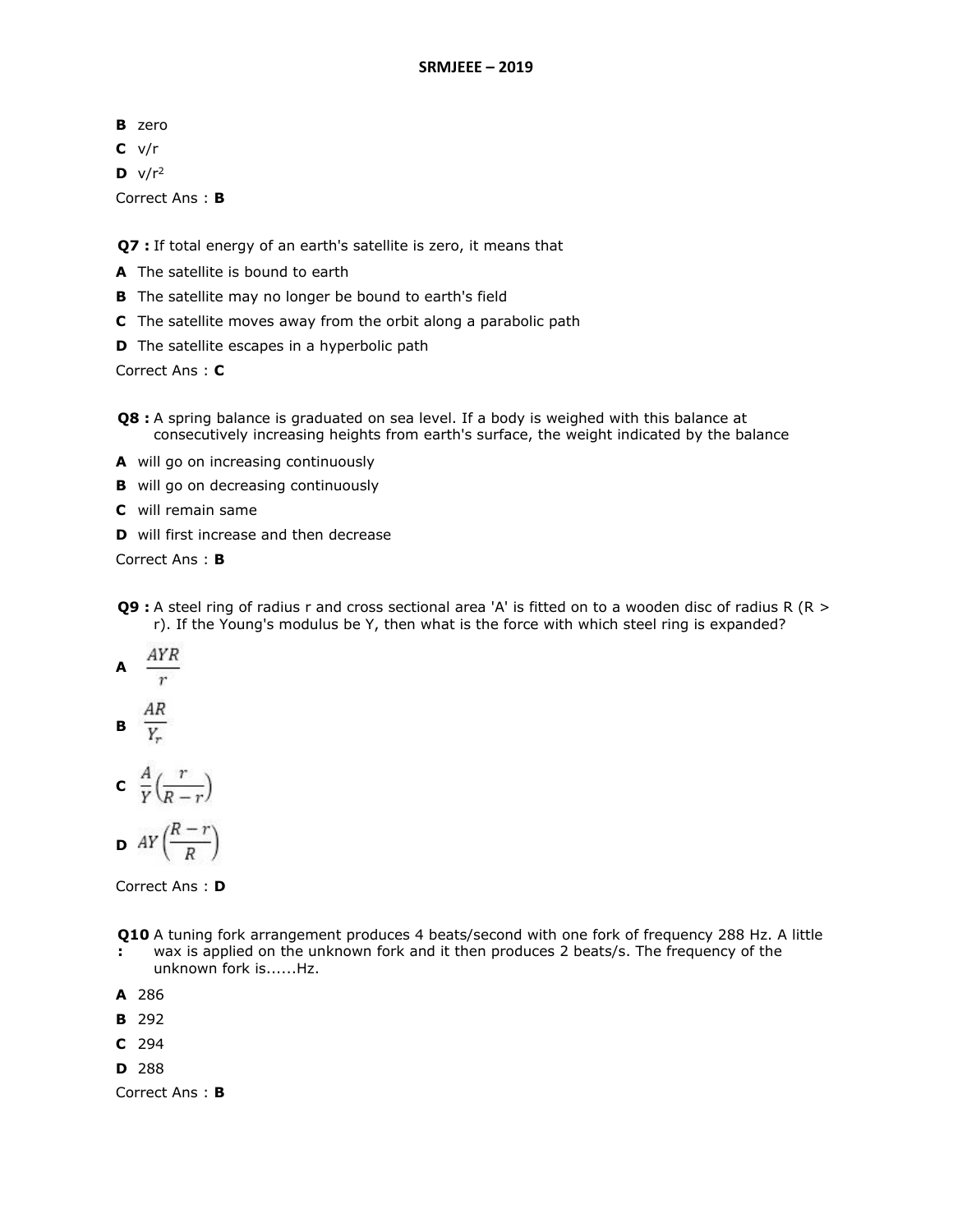**B** zero

**C** v/r

**D** $v/r^2$

Correct Ans : **B**

**Q7 :** If total energy of an earth's satellite is zero, it means that

**A** The satellite is bound to earth

**B** The satellite may no longer be bound to earth's field

**C** The satellite moves away from the orbit along a parabolic path

**D** The satellite escapes in a hyperbolic path

Correct Ans : **C**

**Q8 :** A spring balance is graduated on sea level. If a body is weighed with this balance at consecutively increasing heights from earth's surface, the weight indicated by the balance

**A** will go on increasing continuously

**B** will go on decreasing continuously

**C** will remain same

**D** will first increase and then decrease

Correct Ans : **B**

**Q9 :** A steel ring of radius r and cross sectional area 'A' is fitted on to a wooden disc of radius R (R > r). If the Young's modulus be Y, then what is the force with which steel ring is expanded?

**A** $\frac{AYR}{r}$

**B** $\frac{AR}{Y_r}$

**C** $\frac{A}{Y}\left(\frac{r}{R-r}\right)$

**D** $AY\left(\frac{R-r}{R}\right)$

Correct Ans : **D**

**Q10 :** A tuning fork arrangement produces 4 beats/second with one fork of frequency 288 Hz. A little wax is applied on the unknown fork and it then produces 2 beats/s. The frequency of the unknown fork is......Hz.

**A** 286

**B** 292

**C** 294

**D** 288

Correct Ans : **B**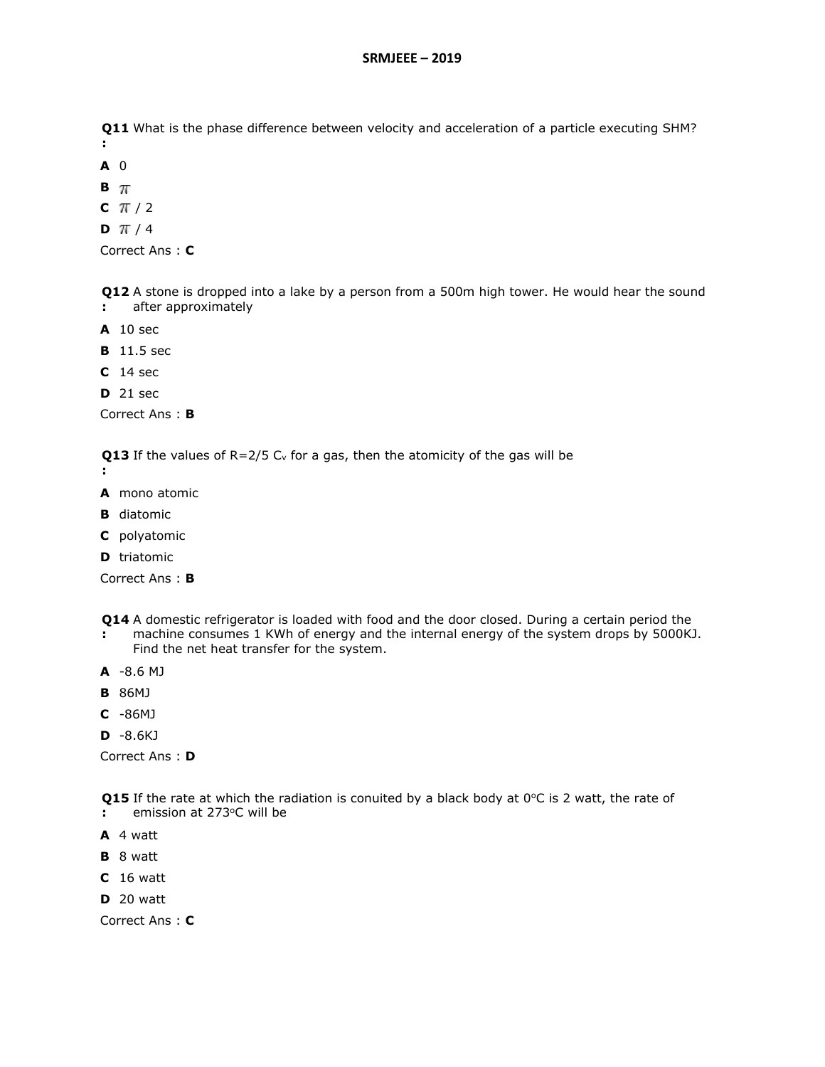**Q11 :** What is the phase difference between velocity and acceleration of a particle executing SHM?

**A** 0

**B** $\pi$

**C** $\pi$ / 2

**D** $\pi$ / 4

Correct Ans : **C**

**Q12 :** A stone is dropped into a lake by a person from a 500m high tower. He would hear the sound after approximately

**A** 10 sec

**B** 11.5 sec

**C** 14 sec

**D** 21 sec

Correct Ans : **B**

**Q13 :** If the values of $R=2/5\ C_v$ for a gas, then the atomicity of the gas will be

**A** mono atomic

**B** diatomic

**C** polyatomic

**D** triatomic

Correct Ans : **B**

**Q14 :** A domestic refrigerator is loaded with food and the door closed. During a certain period the machine consumes 1 KWh of energy and the internal energy of the system drops by 5000KJ. Find the net heat transfer for the system.

**A** -8.6 MJ

**B** 86MJ

**C** -86MJ

**D** -8.6KJ

Correct Ans : **D**

**Q15 :** If the rate at which the radiation is conuited by a black body at $0^oC$ is 2 watt, the rate of emission at $273^oC$ will be

**A** 4 watt

**B** 8 watt

**C** 16 watt

**D** 20 watt

Correct Ans : **C**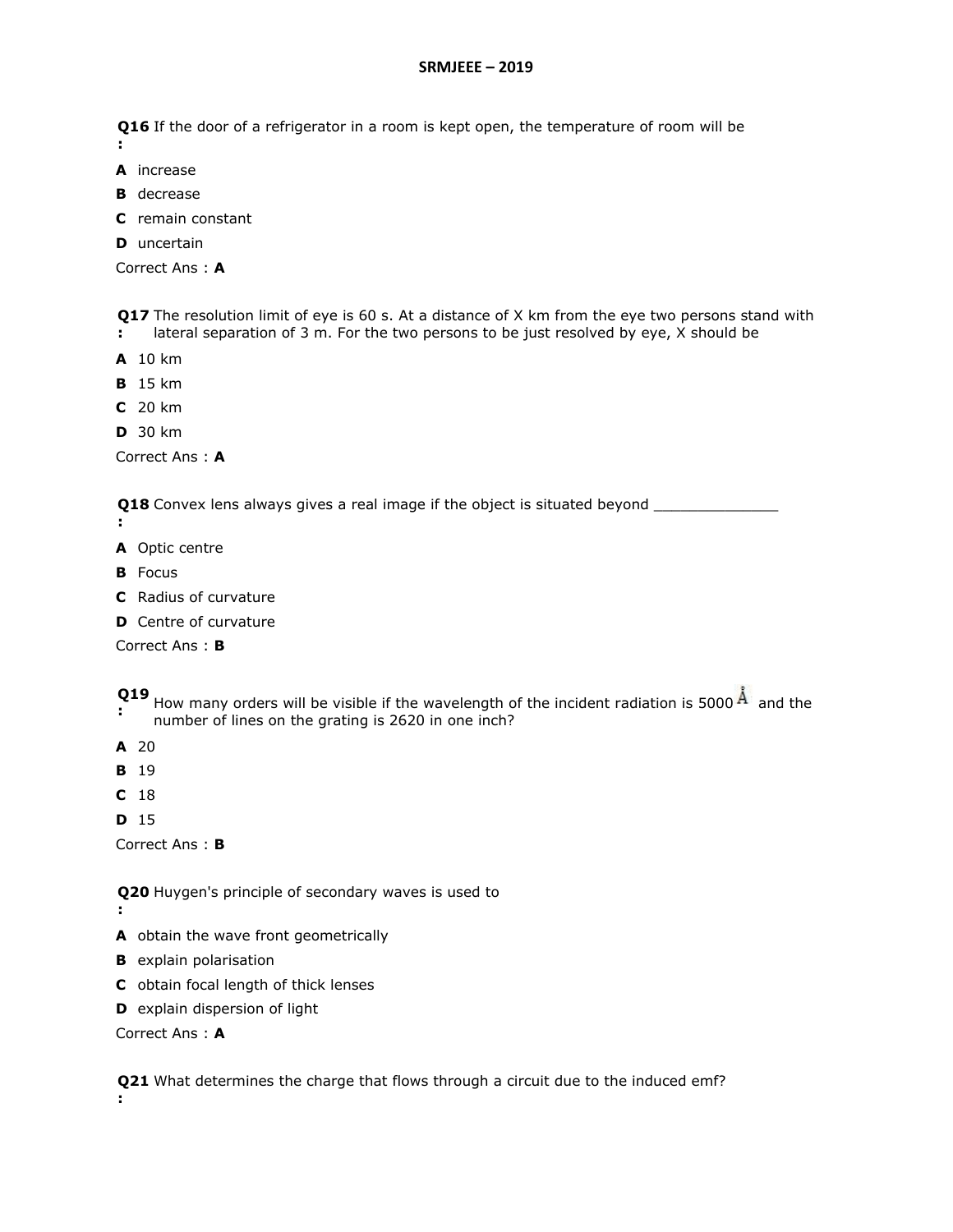**Q16 :** If the door of a refrigerator in a room is kept open, the temperature of room will be

**A** increase

**B** decrease

**C** remain constant

**D** uncertain

Correct Ans : **A**

**Q17 :** The resolution limit of eye is 60 s. At a distance of X km from the eye two persons stand with lateral separation of 3 m. For the two persons to be just resolved by eye, X should be

**A** 10 km

**B** 15 km

**C** 20 km

**D** 30 km

Correct Ans : **A**

**Q18 :** Convex lens always gives a real image if the object is situated beyond ______________

**A** Optic centre

**B** Focus

**C** Radius of curvature

**D** Centre of curvature

Correct Ans : **B**

**Q19 :** How many orders will be visible if the wavelength of the incident radiation is 5000 Å and the number of lines on the grating is 2620 in one inch?

**A** 20

**B** 19

**C** 18

**D** 15

Correct Ans : **B**

**Q20 :** Huygen's principle of secondary waves is used to

**A** obtain the wave front geometrically

**B** explain polarisation

**C** obtain focal length of thick lenses

**D** explain dispersion of light

Correct Ans : **A**

**Q21 :** What determines the charge that flows through a circuit due to the induced emf?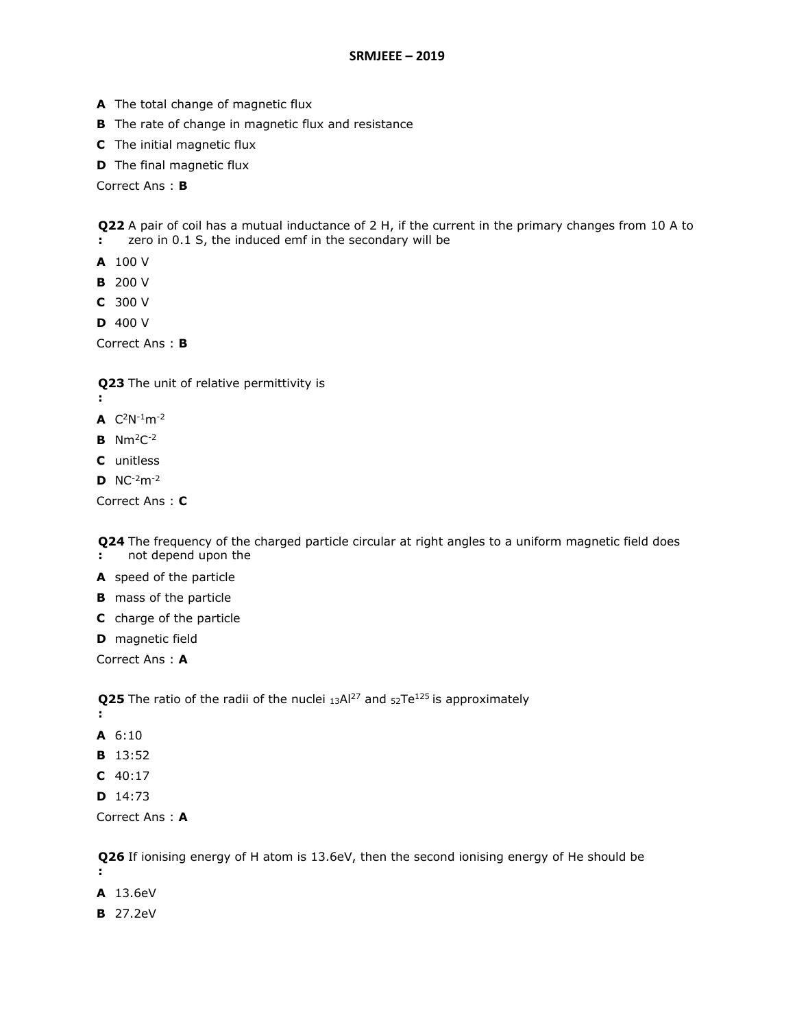**A** The total change of magnetic flux

**B** The rate of change in magnetic flux and resistance

**C** The initial magnetic flux

**D** The final magnetic flux

Correct Ans : **B**

**Q22 :** A pair of coil has a mutual inductance of 2 H, if the current in the primary changes from 10 A to zero in 0.1 S, the induced emf in the secondary will be

**A** 100 V

**B** 200 V

**C** 300 V

**D** 400 V

Correct Ans : **B**

**Q23 :** The unit of relative permittivity is

**A** $C^2N^{-1}m^{-2}$

**B** $Nm^2C^{-2}$

**C** unitless

**D** $NC^{-2}m^{-2}$

Correct Ans : **C**

**Q24 :** The frequency of the charged particle circular at right angles to a uniform magnetic field does not depend upon the

**A** speed of the particle

**B** mass of the particle

**C** charge of the particle

**D** magnetic field

Correct Ans : **A**

**Q25 :** The ratio of the radii of the nuclei $_{13}Al^{27}$ and $_{52}Te^{125}$ is approximately

**A** 6:10

**B** 13:52

**C** 40:17

**D** 14:73

Correct Ans : **A**

**Q26 :** If ionising energy of H atom is 13.6eV, then the second ionising energy of He should be

**A** 13.6eV

**B** 27.2eV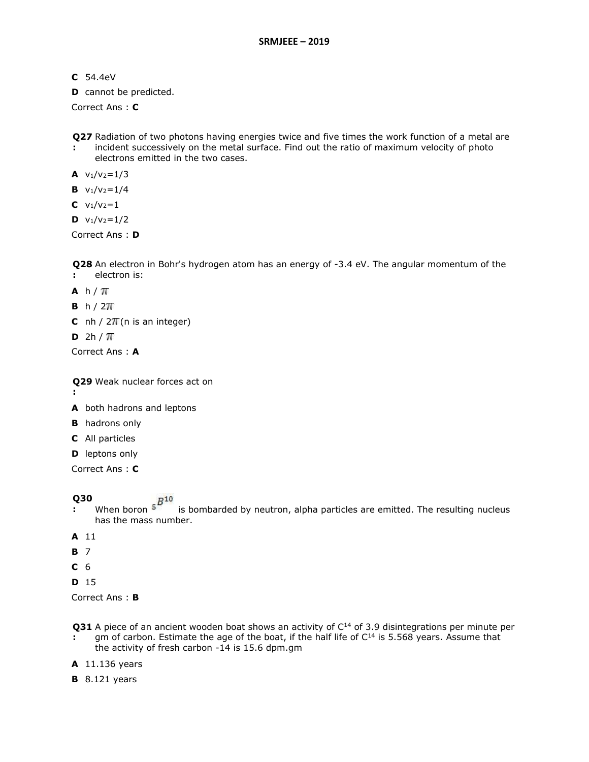**C** 54.4eV

**D** cannot be predicted.

Correct Ans : **C**

**Q27 :** Radiation of two photons having energies twice and five times the work function of a metal are incident successively on the metal surface. Find out the ratio of maximum velocity of photo electrons emitted in the two cases.

**A** $v_1/v_2=1/3$

**B** $v_1/v_2=1/4$

**C** $v_1/v_2=1$

**D** $v_1/v_2=1/2$

Correct Ans : **D**

**Q28 :** An electron in Bohr's hydrogen atom has an energy of -3.4 eV. The angular momentum of the electron is:

**A** $h / \pi$

**B** $h / 2\pi$

**C** $nh / 2\pi$ (n is an integer)

**D** $2h / \pi$

Correct Ans : **A**

**Q29 :** Weak nuclear forces act on

**A** both hadrons and leptons

**B** hadrons only

**C** All particles

**D** leptons only

Correct Ans : **C**

**Q30 :** When boron ${}_{5}B^{10}$ is bombarded by neutron, alpha particles are emitted. The resulting nucleus has the mass number.

**A** 11

**B** 7

**C** 6

**D** 15

Correct Ans : **B**

**Q31 :** A piece of an ancient wooden boat shows an activity of $C^{14}$ of 3.9 disintegrations per minute per gm of carbon. Estimate the age of the boat, if the half life of $C^{14}$ is 5.568 years. Assume that the activity of fresh carbon -14 is 15.6 dpm.gm

**A** 11.136 years

**B** 8.121 years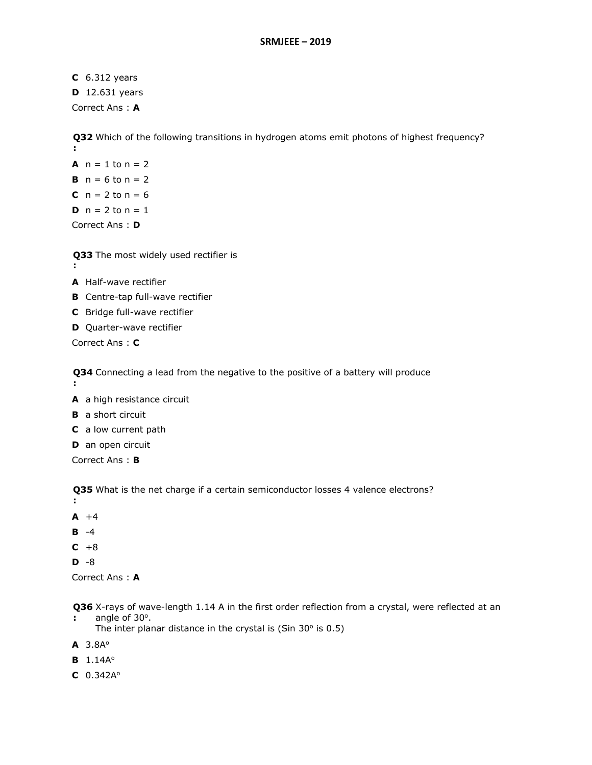**C** 6.312 years

**D** 12.631 years

Correct Ans : **A**

**Q32 :** Which of the following transitions in hydrogen atoms emit photons of highest frequency?

**A** n = 1 to n = 2

**B** n = 6 to n = 2

**C** n = 2 to n = 6

**D** n = 2 to n = 1

Correct Ans : **D**

**Q33 :** The most widely used rectifier is

**A** Half-wave rectifier

**B** Centre-tap full-wave rectifier

**C** Bridge full-wave rectifier

**D** Quarter-wave rectifier

Correct Ans : **C**

**Q34 :** Connecting a lead from the negative to the positive of a battery will produce

**A** a high resistance circuit

**B** a short circuit

**C** a low current path

**D** an open circuit

Correct Ans : **B**

**Q35 :** What is the net charge if a certain semiconductor losses 4 valence electrons?

**A** +4

**B** -4

**C** +8

**D** -8

Correct Ans : **A**

**Q36 :** X-rays of wave-length 1.14 A in the first order reflection from a crystal, were reflected at an angle of $30^o$.
The inter planar distance in the crystal is (Sin $30^o$ is 0.5)

**A** $3.8A^o$

**B** $1.14A^o$

**C** $0.342A^o$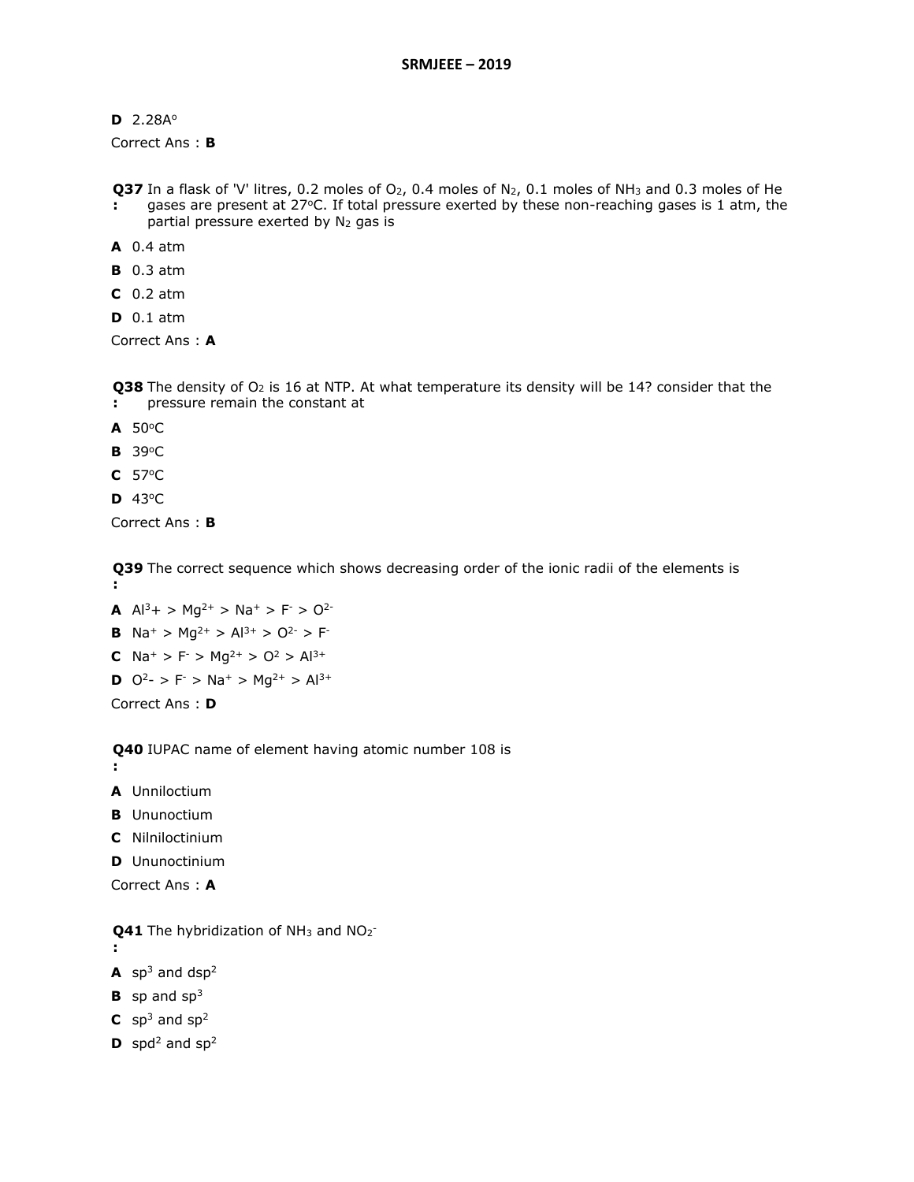**D** 2.28A°

Correct Ans : **B**

**Q37 :** In a flask of 'V' litres, 0.2 moles of $O_2$, 0.4 moles of $N_2$, 0.1 moles of $NH_3$ and 0.3 moles of He gases are present at 27°C. If total pressure exerted by these non-reaching gases is 1 atm, the partial pressure exerted by $N_2$ gas is

**A** 0.4 atm

**B** 0.3 atm

**C** 0.2 atm

**D** 0.1 atm

Correct Ans : **A**

**Q38 :** The density of $O_2$ is 16 at NTP. At what temperature its density will be 14? consider that the pressure remain the constant at

**A** 50°C

**B** 39°C

**C** 57°C

**D** 43°C

Correct Ans : **B**

**Q39 :** The correct sequence which shows decreasing order of the ionic radii of the elements is

**A** $Al^3$+ > $Mg^{2+}$ > $Na^+$ > $F^-$ > $O^{2-}$

**B** $Na^+$ > $Mg^{2+}$ > $Al^{3+}$ > $O^{2-}$ > $F^-$

**C** $Na^+$ > $F^-$ > $Mg^{2+}$ > $O^2$ > $Al^{3+}$

**D** $O^2$- > $F^-$ > $Na^+$ > $Mg^{2+}$ > $Al^{3+}$

Correct Ans : **D**

**Q40 :** IUPAC name of element having atomic number 108 is

**A** Unniloctium

**B** Ununoctium

**C** Nilniloctinium

**D** Ununoctinium

Correct Ans : **A**

**Q41 :** The hybridization of $NH_3$ and $NO_2^-$

**A** $sp^3$ and $dsp^2$

**B** sp and $sp^3$

**C** $sp^3$ and $sp^2$

**D** $spd^2$ and $sp^2$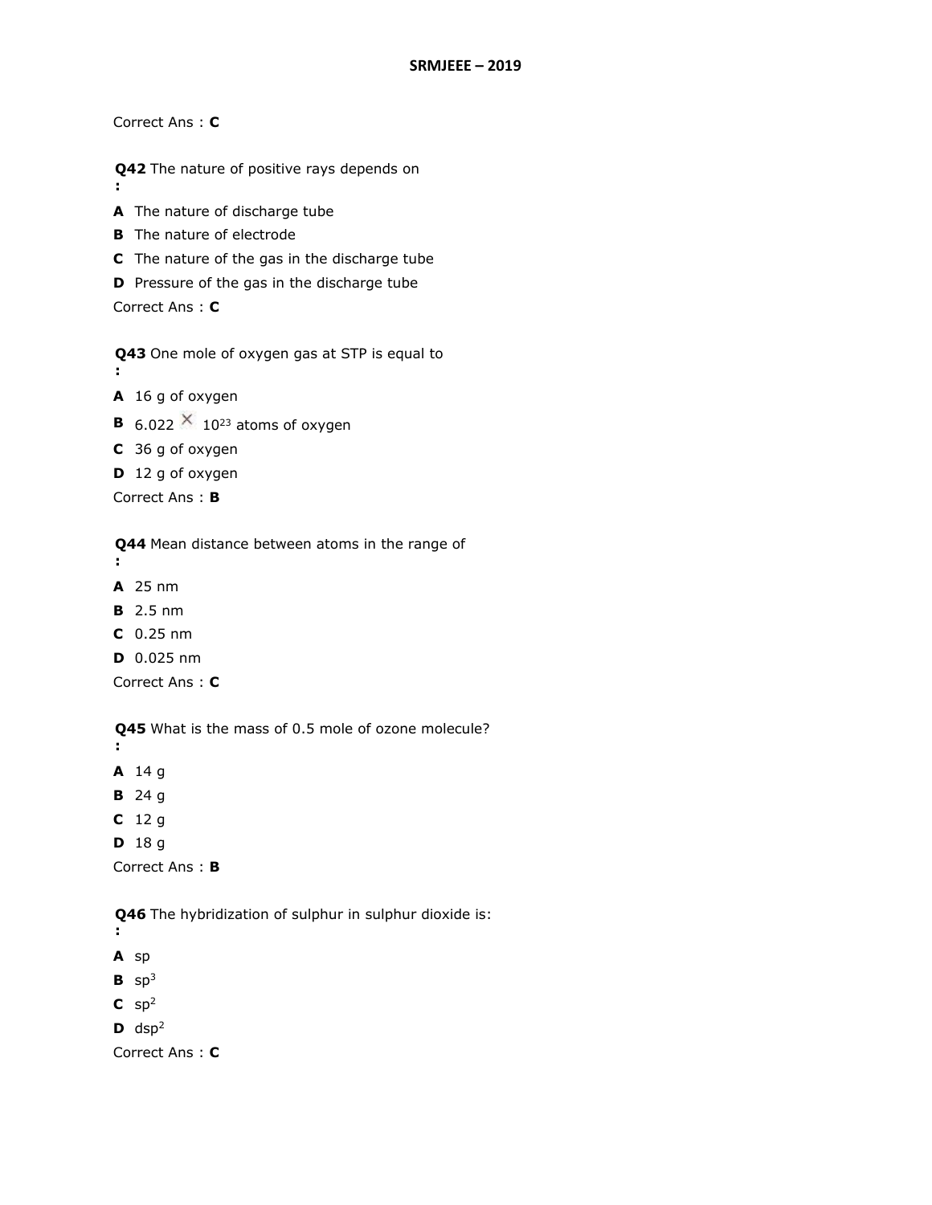Correct Ans : **C**

**Q42** The nature of positive rays depends on
**:**

**A** The nature of discharge tube

**B** The nature of electrode

**C** The nature of the gas in the discharge tube

**D** Pressure of the gas in the discharge tube

Correct Ans : **C**

**Q43** One mole of oxygen gas at STP is equal to
**:**

**A** 16 g of oxygen

**B** $6.022 \times 10^{23}$ atoms of oxygen

**C** 36 g of oxygen

**D** 12 g of oxygen

Correct Ans : **B**

**Q44** Mean distance between atoms in the range of
**:**

**A** 25 nm

**B** 2.5 nm

**C** 0.25 nm

**D** 0.025 nm

Correct Ans : **C**

**Q45** What is the mass of 0.5 mole of ozone molecule?
**:**

**A** 14 g

**B** 24 g

**C** 12 g

**D** 18 g

Correct Ans : **B**

**Q46** The hybridization of sulphur in sulphur dioxide is:
**:**

**A** sp

**B** $sp^3$

**C** $sp^2$

**D** $dsp^2$

Correct Ans : **C**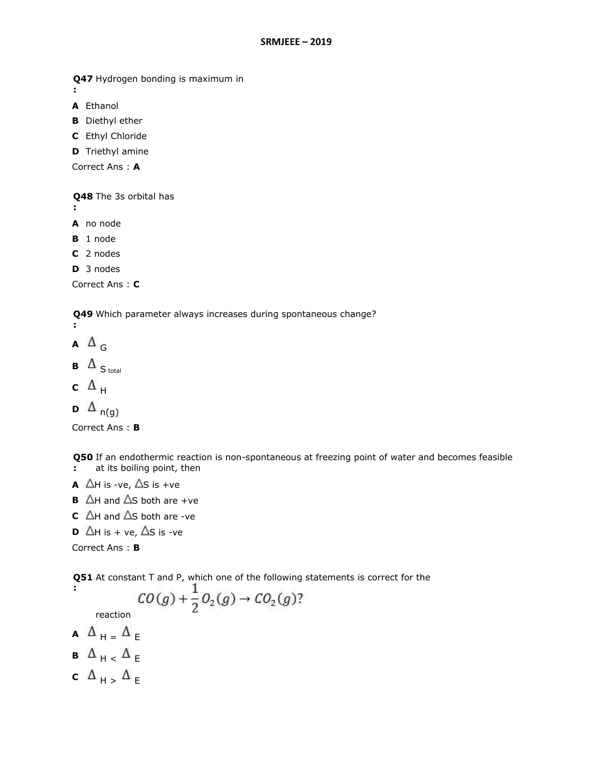**Q47 :** Hydrogen bonding is maximum in

**A** Ethanol

**B** Diethyl ether

**C** Ethyl Chloride

**D** Triethyl amine

Correct Ans : **A**

**Q48 :** The 3s orbital has

**A** no node

**B** 1 node

**C** 2 nodes

**D** 3 nodes

Correct Ans : **C**

**Q49 :** Which parameter always increases during spontaneous change?

**A** $\Delta G$

**B** $\Delta S_{total}$

**C** $\Delta H$

**D** $\Delta n(g)$

Correct Ans : **B**

**Q50 :** If an endothermic reaction is non-spontaneous at freezing point of water and becomes feasible at its boiling point, then

**A** $\Delta H$ is -ve, $\Delta S$ is +ve

**B** $\Delta H$ and $\Delta S$ both are +ve

**C** $\Delta H$ and $\Delta S$ both are -ve

**D** $\Delta H$ is + ve, $\Delta S$ is -ve

Correct Ans : **B**

**Q51 :** At constant T and P, which one of the following statements is correct for the reaction $CO(g) + \frac{1}{2}O_2(g) \rightarrow CO_2(g)$?

**A** $\Delta H = \Delta E$

**B** $\Delta H < \Delta E$

**C** $\Delta H > \Delta E$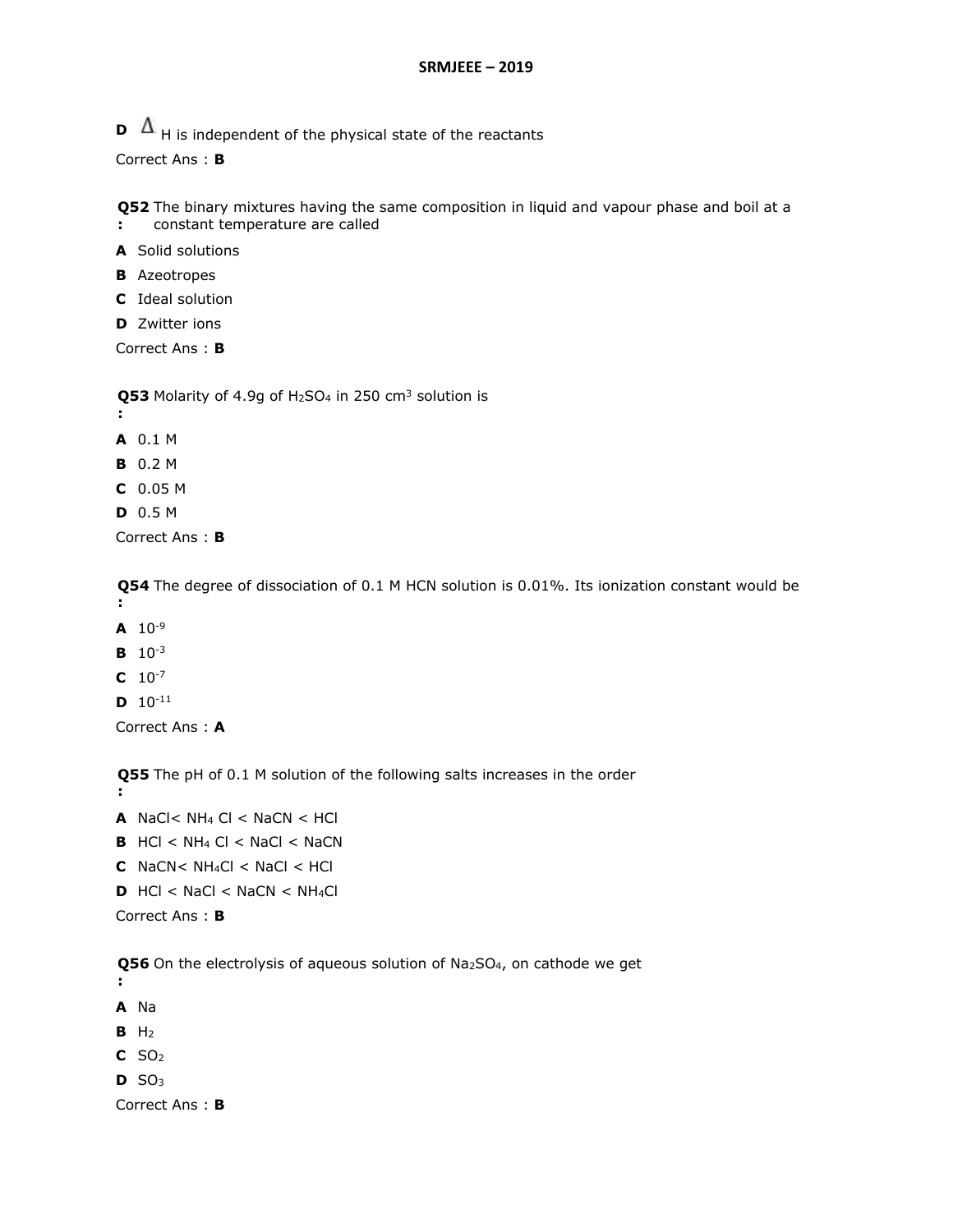**D** $\Delta$ H is independent of the physical state of the reactants

Correct Ans : **B**

**Q52 :** The binary mixtures having the same composition in liquid and vapour phase and boil at a constant temperature are called

**A** Solid solutions

**B** Azeotropes

**C** Ideal solution

**D** Zwitter ions

Correct Ans : **B**

**Q53 :** Molarity of 4.9g of $H_2SO_4$ in 250 $cm^3$ solution is

**A** 0.1 M

**B** 0.2 M

**C** 0.05 M

**D** 0.5 M

Correct Ans : **B**

**Q54 :** The degree of dissociation of 0.1 M HCN solution is 0.01%. Its ionization constant would be

**A** $10^{-9}$

**B** $10^{-3}$

**C** $10^{-7}$

**D** $10^{-11}$

Correct Ans : **A**

**Q55 :** The pH of 0.1 M solution of the following salts increases in the order

**A** NaCl< $NH_4$ Cl < NaCN < HCl

**B** HCl < $NH_4$ Cl < NaCl < NaCN

**C** NaCN< $NH_4Cl$ < NaCl < HCl

**D** HCl < NaCl < NaCN < $NH_4Cl$

Correct Ans : **B**

**Q56 :** On the electrolysis of aqueous solution of $Na_2SO_4$, on cathode we get

**A** Na

**B** $H_2$

**C** $SO_2$

**D** $SO_3$

Correct Ans : **B**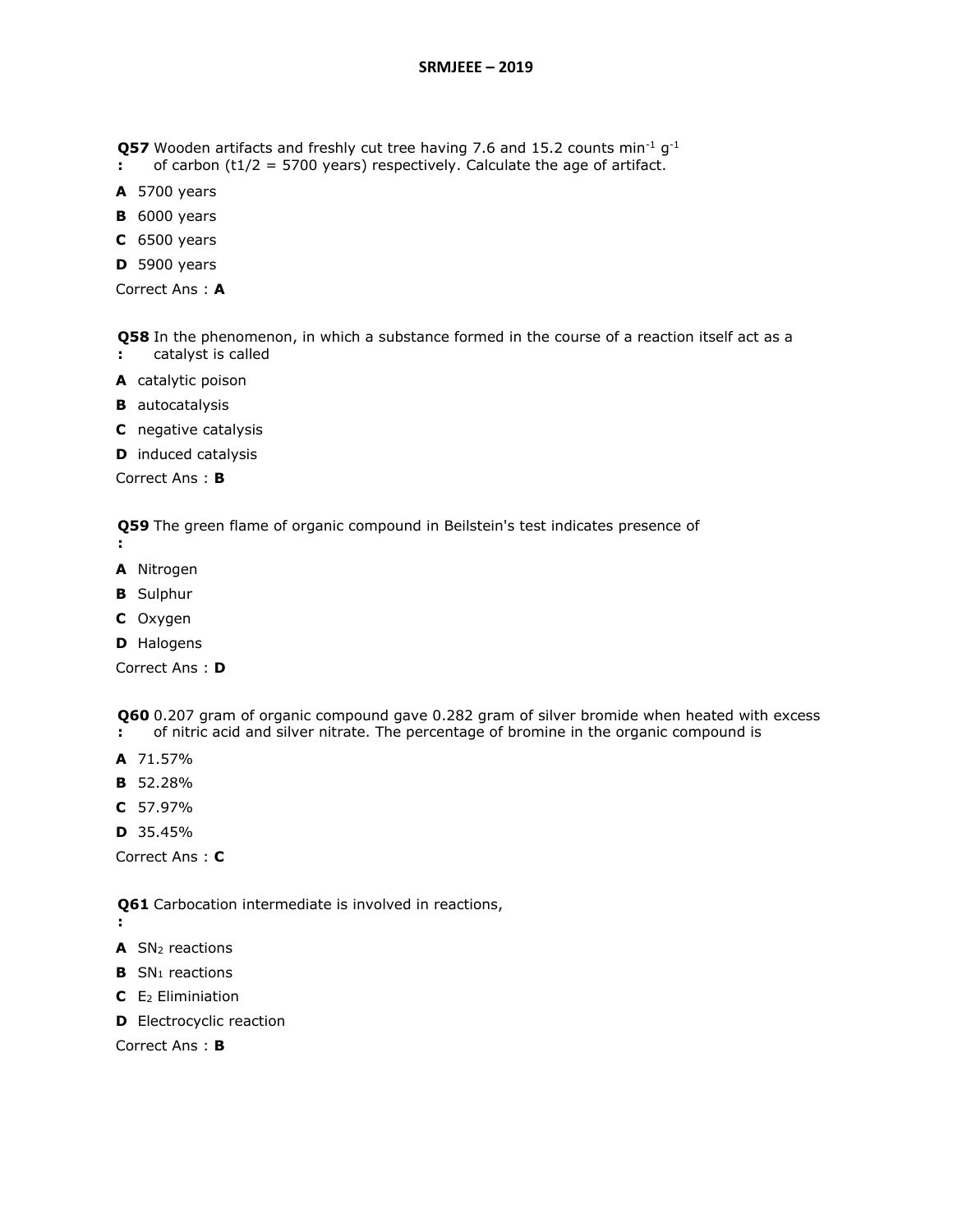**Q57 :** Wooden artifacts and freshly cut tree having 7.6 and 15.2 counts $min^{-1}$ $g^{-1}$ of carbon ($t1/2$ = 5700 years) respectively. Calculate the age of artifact.

**A** 5700 years

**B** 6000 years

**C** 6500 years

**D** 5900 years

Correct Ans : **A**

**Q58 :** In the phenomenon, in which a substance formed in the course of a reaction itself act as a catalyst is called

**A** catalytic poison

**B** autocatalysis

**C** negative catalysis

**D** induced catalysis

Correct Ans : **B**

**Q59 :** The green flame of organic compound in Beilstein's test indicates presence of

**A** Nitrogen

**B** Sulphur

**C** Oxygen

**D** Halogens

Correct Ans : **D**

**Q60 :** 0.207 gram of organic compound gave 0.282 gram of silver bromide when heated with excess of nitric acid and silver nitrate. The percentage of bromine in the organic compound is

**A** 71.57%

**B** 52.28%

**C** 57.97%

**D** 35.45%

Correct Ans : **C**

**Q61 :** Carbocation intermediate is involved in reactions,

**A** $SN_2$ reactions

**B** $SN_1$ reactions

**C** $E_2$ Eliminiation

**D** Electrocyclic reaction

Correct Ans : **B**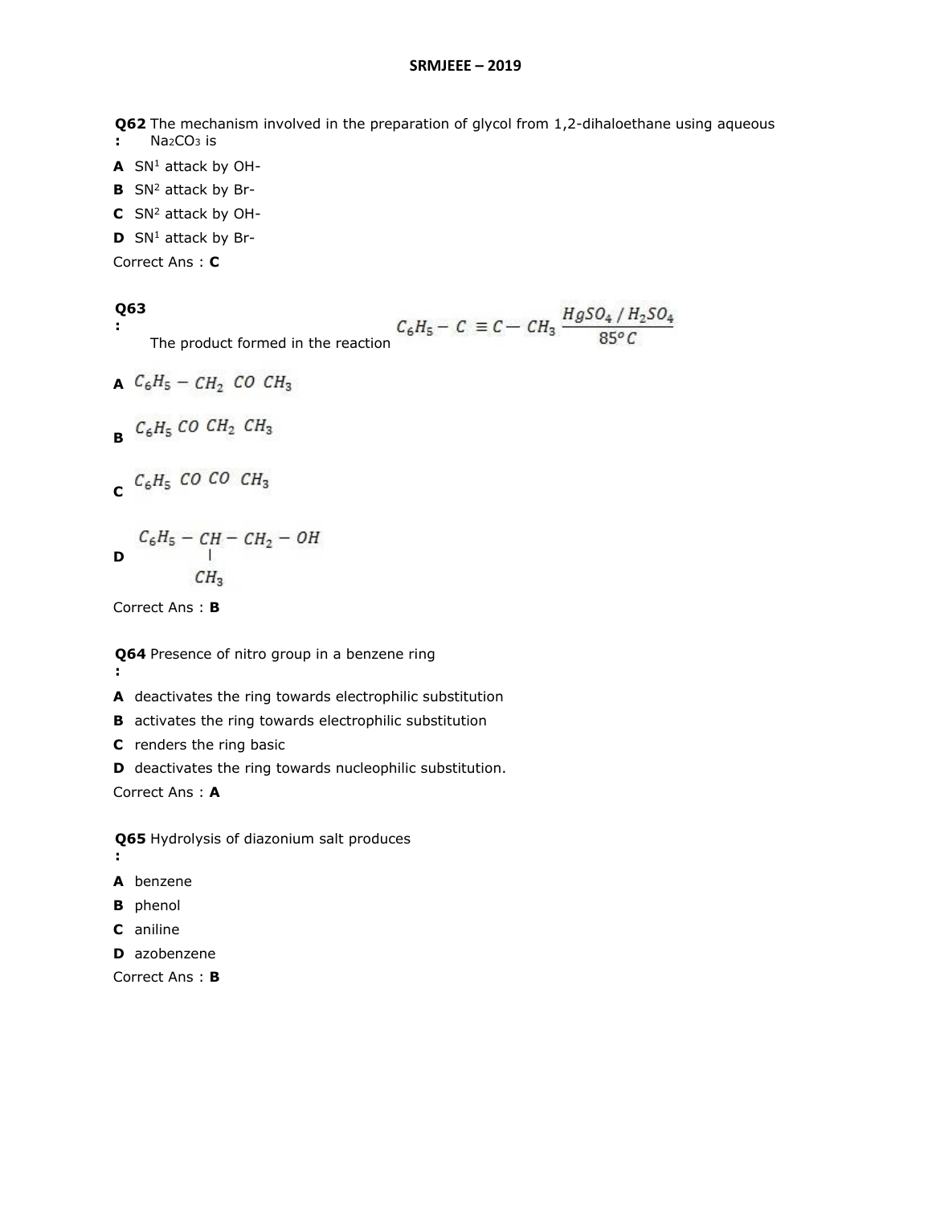**Q62 :** The mechanism involved in the preparation of glycol from 1,2-dihaloethane using aqueous $Na_2CO_3$ is

**A** $SN^1$ attack by OH-

**B** $SN^2$ attack by Br-

**C** $SN^2$ attack by OH-

**D** $SN^1$ attack by Br-

Correct Ans : **C**

**Q63 :** The product formed in the reaction $C_6H_5 - C \equiv C - CH_3 \xrightarrow[85^\circ C]{HgSO_4 / H_2SO_4}$

**A** $C_6H_5 - CH_2\ CO\ CH_3$

**B** $C_6H_5\ CO\ CH_2\ CH_3$

**C** $C_6H_5\ CO\ CO\ CH_3$

**D** $C_6H_5 - \underset{\underset{CH_3}{|}}{CH} - CH_2 - OH$

Correct Ans : **B**

**Q64 :** Presence of nitro group in a benzene ring

**A** deactivates the ring towards electrophilic substitution

**B** activates the ring towards electrophilic substitution

**C** renders the ring basic

**D** deactivates the ring towards nucleophilic substitution.

Correct Ans : **A**

**Q65 :** Hydrolysis of diazonium salt produces

**A** benzene

**B** phenol

**C** aniline

**D** azobenzene

Correct Ans : **B**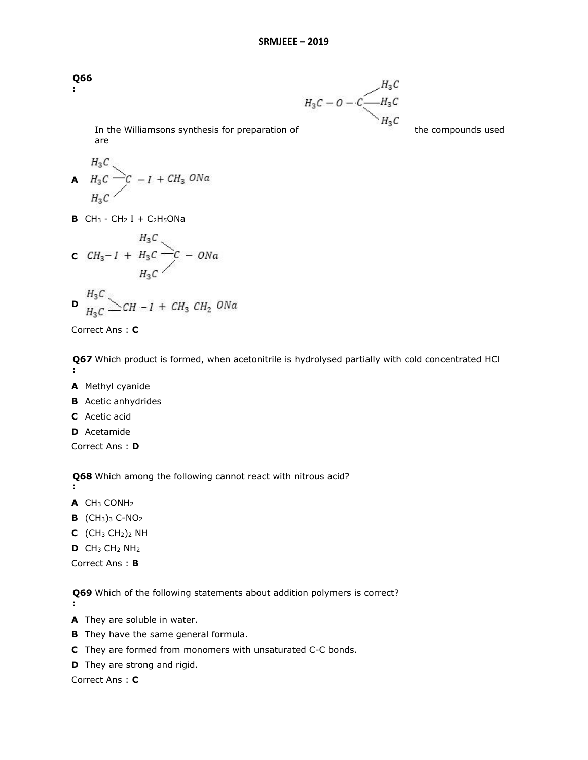**Q66 :** In the Williamsons synthesis for preparation of $H_3C-O-C(CH_3)_3$ the compounds used are

**A** $(H_3C)_3C-I + CH_3ONa$

**B** $CH_3-CH_2I + C_2H_5ONa$

**C** $CH_3-I + (H_3C)_3C-ONa$

**D** $(H_3C)_2CH-I + CH_3CH_2ONa$

Correct Ans : **C**

**Q67 :** Which product is formed, when acetonitrile is hydrolysed partially with cold concentrated HCl

**A** Methyl cyanide

**B** Acetic anhydrides

**C** Acetic acid

**D** Acetamide

Correct Ans : **D**

**Q68 :** Which among the following cannot react with nitrous acid?

**A** $CH_3CONH_2$

**B** $(CH_3)_3C-NO_2$

**C** $(CH_3CH_2)_2NH$

**D** $CH_3CH_2NH_2$

Correct Ans : **B**

**Q69 :** Which of the following statements about addition polymers is correct?

**A** They are soluble in water.

**B** They have the same general formula.

**C** They are formed from monomers with unsaturated C-C bonds.

**D** They are strong and rigid.

Correct Ans : **C**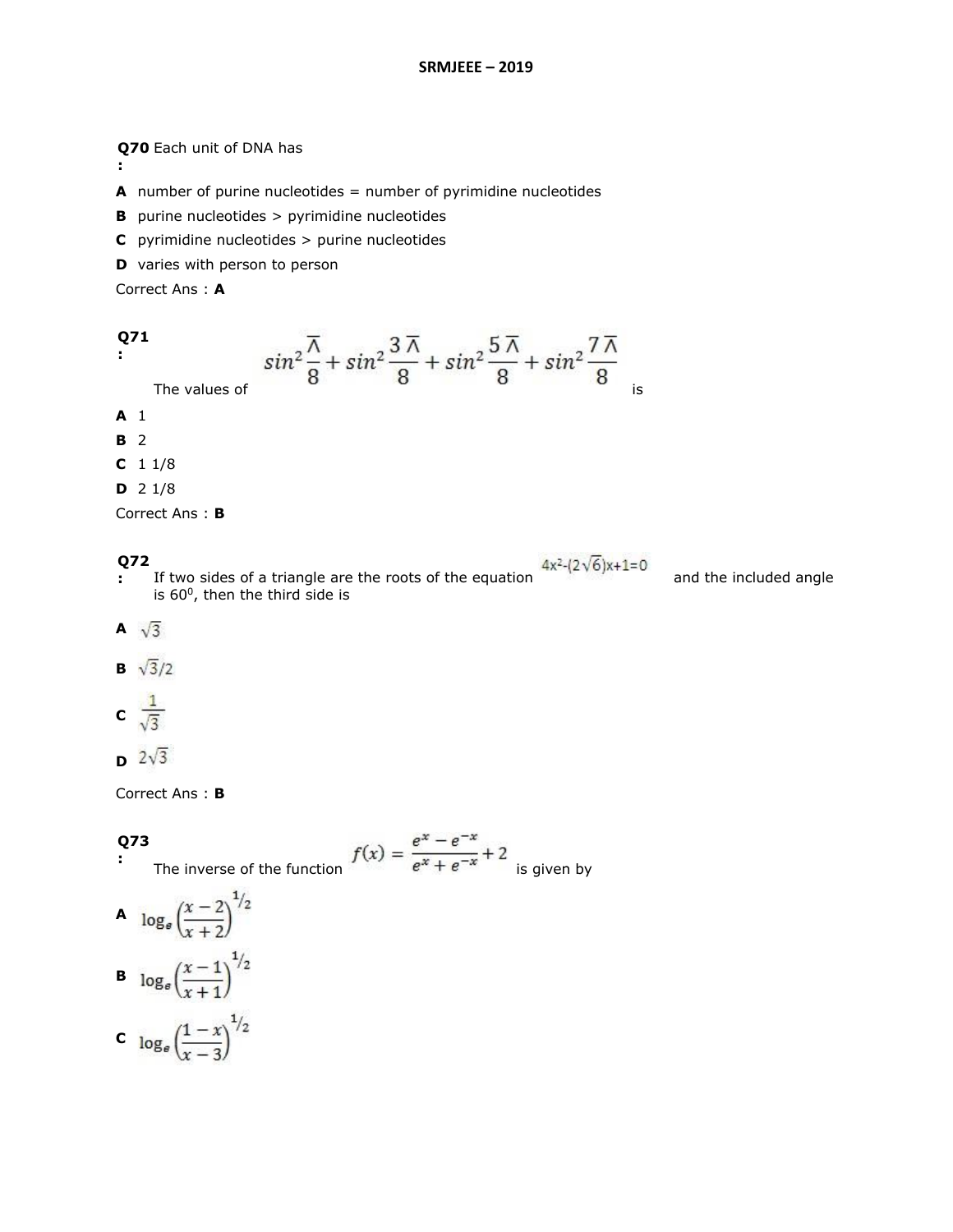**Q70 :** Each unit of DNA has

**A** number of purine nucleotides = number of pyrimidine nucleotides

**B** purine nucleotides > pyrimidine nucleotides

**C** pyrimidine nucleotides > purine nucleotides

**D** varies with person to person

Correct Ans : **A**

**Q71 :** The values of $sin^2\frac{\overline{\Lambda}}{8} + sin^2\frac{3\overline{\Lambda}}{8} + sin^2\frac{5\overline{\Lambda}}{8} + sin^2\frac{7\overline{\Lambda}}{8}$ is

**A** 1

**B** 2

**C** 1 1/8

**D** 2 1/8

Correct Ans : **B**

**Q72 :** If two sides of a triangle are the roots of the equation $4x^2-(2\sqrt{6})x+1=0$ and the included angle is $60^0$, then the third side is

**A** $\sqrt{3}$

**B** $\sqrt{3}/2$

**C** $\frac{1}{\sqrt{3}}$

**D** $2\sqrt{3}$

Correct Ans : **B**

**Q73 :** The inverse of the function $f(x) = \frac{e^x - e^{-x}}{e^x + e^{-x}} + 2$ is given by

**A** $\log_e\left(\frac{x-2}{x+2}\right)^{1/2}$

**B** $\log_e\left(\frac{x-1}{x+1}\right)^{1/2}$

**C** $\log_e\left(\frac{1-x}{x-3}\right)^{1/2}$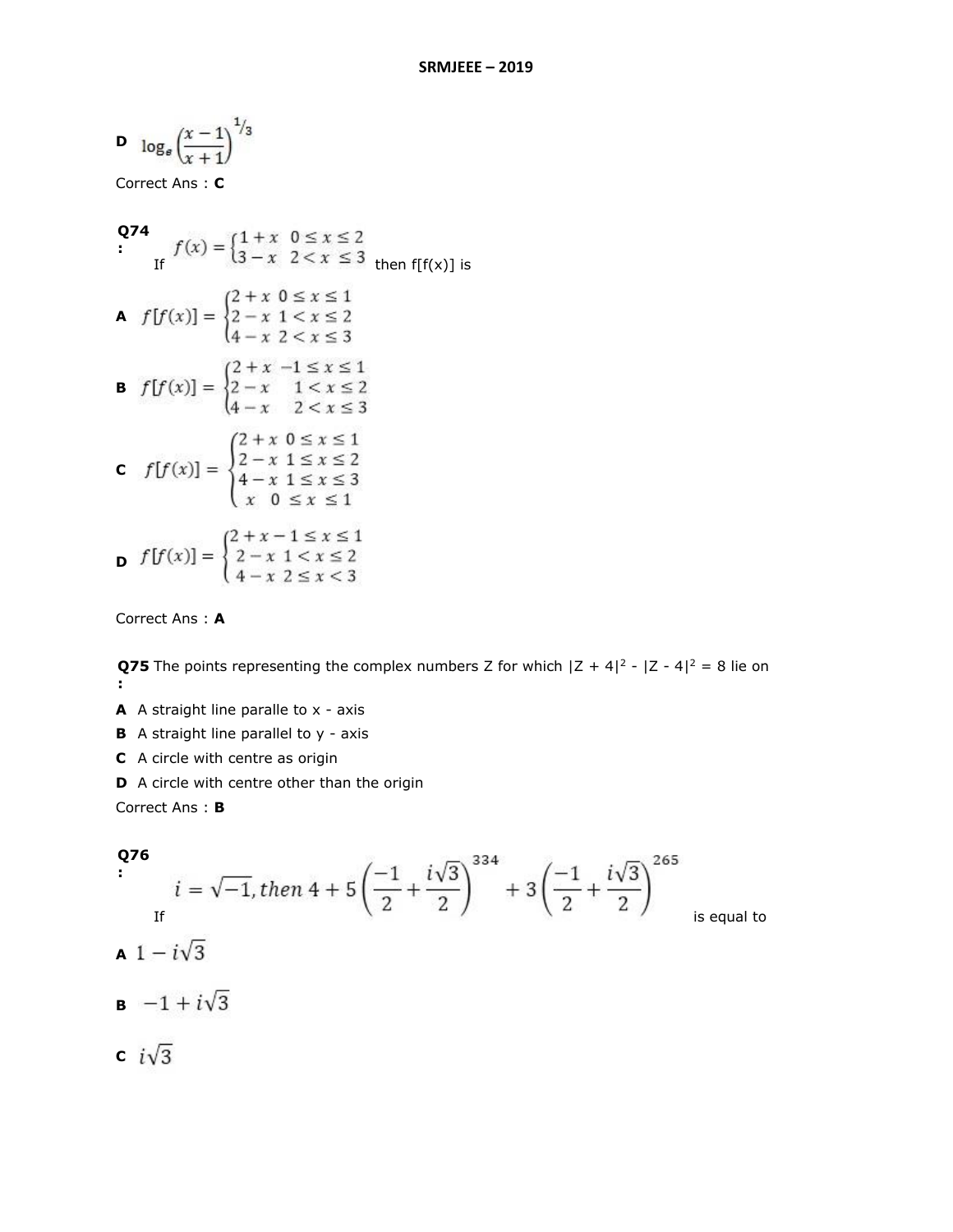**D** $\log_e\left(\frac{x-1}{x+1}\right)^{1/3}$

Correct Ans : **C**

**Q74 :** If $f(x) = \begin{cases} 1+x & 0 \le x \le 2 \\ 3-x & 2 < x \le 3 \end{cases}$ then f[f(x)] is

**A** $f[f(x)] = \begin{cases} 2+x & 0 \le x \le 1 \\ 2-x & 1 < x \le 2 \\ 4-x & 2 < x \le 3 \end{cases}$

**B** $f[f(x)] = \begin{cases} 2+x & -1 \le x \le 1 \\ 2-x & 1 < x \le 2 \\ 4-x & 2 < x \le 3 \end{cases}$

**C** $f[f(x)] = \begin{cases} 2+x & 0 \le x \le 1 \\ 2-x & 1 \le x \le 2 \\ 4-x & 1 \le x \le 3 \\ x & 0 \le x \le 1 \end{cases}$

**D** $f[f(x)] = \begin{cases} 2+x-1 \le x \le 1 \\ 2-x & 1 < x \le 2 \\ 4-x & 2 \le x < 3 \end{cases}$

Correct Ans : **A**

**Q75 :** The points representing the complex numbers Z for which $|Z + 4|^2 - |Z - 4|^2 = 8$ lie on

**A** A straight line paralle to x - axis

**B** A straight line parallel to y - axis

**C** A circle with centre as origin

**D** A circle with centre other than the origin

Correct Ans : **B**

**Q76 :** If $i = \sqrt{-1}, then\ 4 + 5\left(\frac{-1}{2} + \frac{i\sqrt{3}}{2}\right)^{334} + 3\left(\frac{-1}{2} + \frac{i\sqrt{3}}{2}\right)^{265}$ is equal to

**A** $1 - i\sqrt{3}$

**B** $-1 + i\sqrt{3}$

**C** $i\sqrt{3}$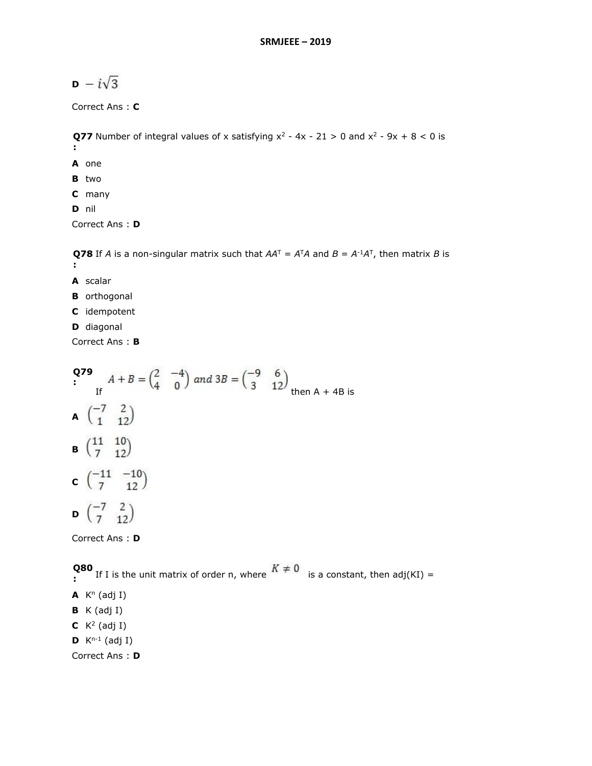**D** $-i\sqrt{3}$

Correct Ans : **C**

**Q77** Number of integral values of x satisfying $x^2 - 4x - 21 > 0$ and $x^2 - 9x + 8 < 0$ is **:**

**A** one

**B** two

**C** many

**D** nil

Correct Ans : **D**

**Q78** If *A* is a non-singular matrix such that $AA^T = A^TA$ and $B = A^{-1}A^T$, then matrix *B* is **:**

**A** scalar

**B** orthogonal

**C** idempotent

**D** diagonal

Correct Ans : **B**

**Q79 :** If $A + B = \begin{pmatrix} 2 & -4 \\ 4 & 0 \end{pmatrix}$ and $3B = \begin{pmatrix} -9 & 6 \\ 3 & 12 \end{pmatrix}$ then A + 4B is

**A** $\begin{pmatrix} -7 & 2 \\ 1 & 12 \end{pmatrix}$

**B** $\begin{pmatrix} 11 & 10 \\ 7 & 12 \end{pmatrix}$

**C** $\begin{pmatrix} -11 & -10 \\ 7 & 12 \end{pmatrix}$

**D** $\begin{pmatrix} -7 & 2 \\ 7 & 12 \end{pmatrix}$

Correct Ans : **D**

**Q80 :** If I is the unit matrix of order n, where $K \neq 0$ is a constant, then adj(KI) =

**A** $K^n$ (adj I)

**B** K (adj I)

**C** $K^2$ (adj I)

**D** $K^{n-1}$ (adj I)

Correct Ans : **D**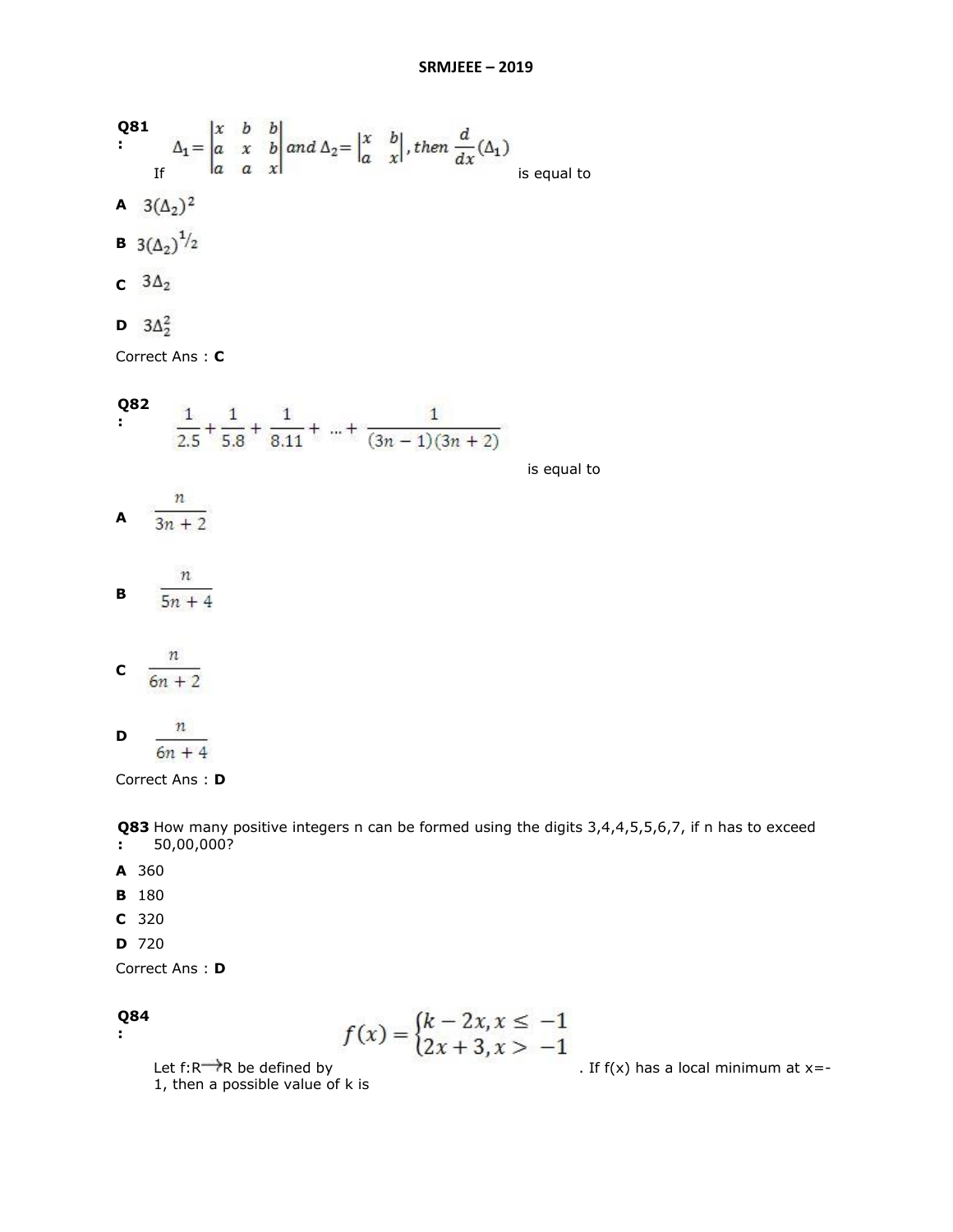**Q81 :** If $\Delta_1 = \begin{vmatrix} x & b & b \\ a & x & b \\ a & a & x \end{vmatrix}$ and $\Delta_2 = \begin{vmatrix} x & b \\ a & x \end{vmatrix}$, then $\frac{d}{dx}(\Delta_1)$ is equal to

**A** $3(\Delta_2)^2$

**B** $3(\Delta_2)^{1/2}$

**C** $3\Delta_2$

**D** $3\Delta_2^2$

Correct Ans : **C**

**Q82 :** $\frac{1}{2.5} + \frac{1}{5.8} + \frac{1}{8.11} + \ldots + \frac{1}{(3n-1)(3n+2)}$ is equal to

**A** $\frac{n}{3n+2}$

**B** $\frac{n}{5n+4}$

**C** $\frac{n}{6n+2}$

**D** $\frac{n}{6n+4}$

Correct Ans : **D**

**Q83 :** How many positive integers n can be formed using the digits 3,4,4,5,5,6,7, if n has to exceed 50,00,000?

**A** 360

**B** 180

**C** 320

**D** 720

Correct Ans : **D**

**Q84 :** Let f:R→R be defined by $f(x) = \begin{cases} k - 2x, & x \leq -1 \\ 2x + 3, & x > -1 \end{cases}$. If f(x) has a local minimum at x=-1, then a possible value of k is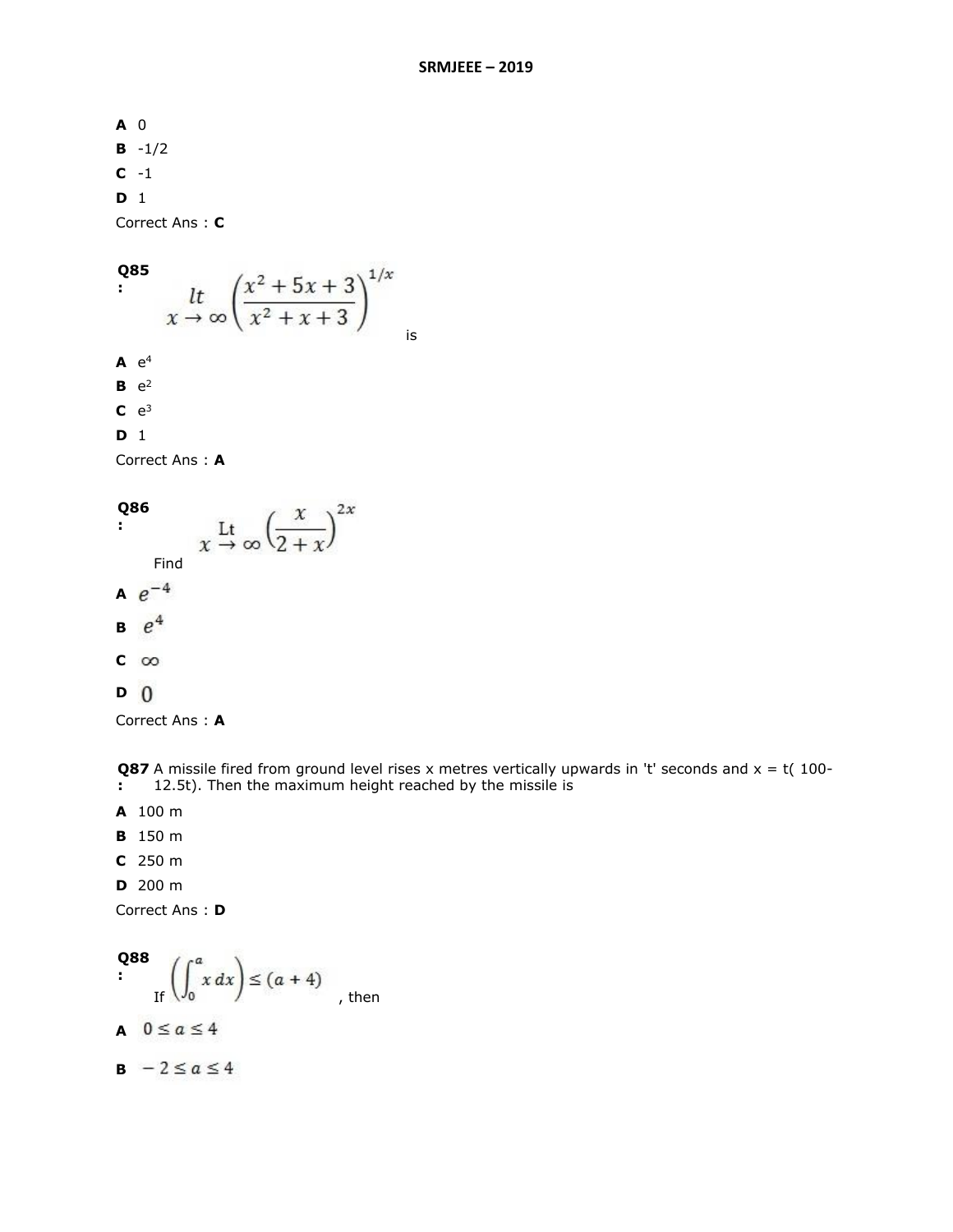**A** 0

**B** -1/2

**C** -1

**D** 1

Correct Ans : **C**

**Q85 :** $\underset{x \to \infty}{lt} \left( \dfrac{x^2 + 5x + 3}{x^2 + x + 3} \right)^{1/x}$ is

**A** $e^4$

**B** $e^2$

**C** $e^3$

**D** 1

Correct Ans : **A**

**Q86 :** Find $\underset{x \to \infty}{\text{Lt}} \left( \dfrac{x}{2 + x} \right)^{2x}$

**A** $e^{-4}$

**B** $e^4$

**C** $\infty$

**D** $0$

Correct Ans : **A**

**Q87 :** A missile fired from ground level rises x metres vertically upwards in 't' seconds and x = t( 100-12.5t). Then the maximum height reached by the missile is

**A** 100 m

**B** 150 m

**C** 250 m

**D** 200 m

Correct Ans : **D**

**Q88 :** If $\left( \int_0^a x \, dx \right) \leq (a + 4)$, then

**A** $0 \leq a \leq 4$

**B** $-2 \leq a \leq 4$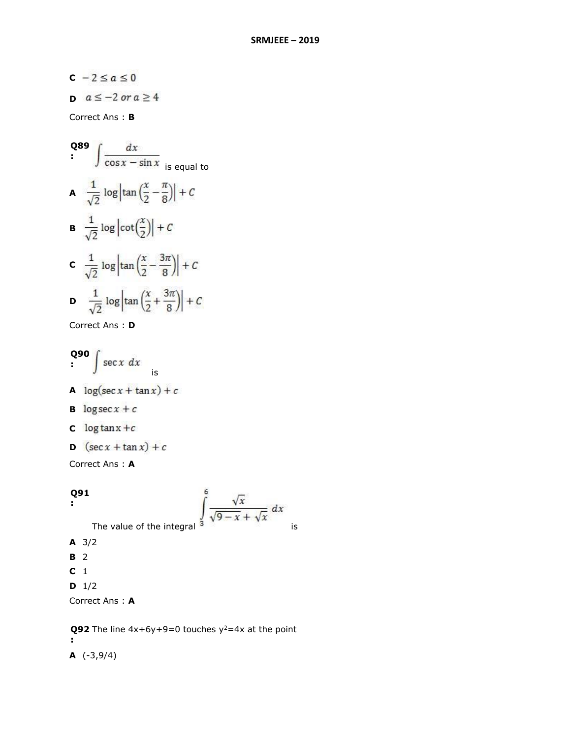**C** $-2 \le a \le 0$

**D** $a \le -2 \text{ or } a \ge 4$

Correct Ans : **B**

**Q89 :** $\int \frac{dx}{\cos x - \sin x}$ is equal to

**A** $\frac{1}{\sqrt{2}} \log\left|\tan\left(\frac{x}{2} - \frac{\pi}{8}\right)\right| + C$

**B** $\frac{1}{\sqrt{2}} \log\left|\cot\left(\frac{x}{2}\right)\right| + C$

**C** $\frac{1}{\sqrt{2}} \log\left|\tan\left(\frac{x}{2} - \frac{3\pi}{8}\right)\right| + C$

**D** $\frac{1}{\sqrt{2}} \log\left|\tan\left(\frac{x}{2} + \frac{3\pi}{8}\right)\right| + C$

Correct Ans : **D**

**Q90 :** $\int \sec x \, dx$ is

**A** $\log(\sec x + \tan x) + c$

**B** $\log \sec x + c$

**C** $\log \tan x + c$

**D** $(\sec x + \tan x) + c$

Correct Ans : **A**

**Q91 :** The value of the integral $\int_3^6 \frac{\sqrt{x}}{\sqrt{9-x} + \sqrt{x}} \, dx$ is

**A** 3/2

**B** 2

**C** 1

**D** 1/2

Correct Ans : **A**

**Q92 :** The line 4x+6y+9=0 touches $y^2=4x$ at the point

**A** (-3,9/4)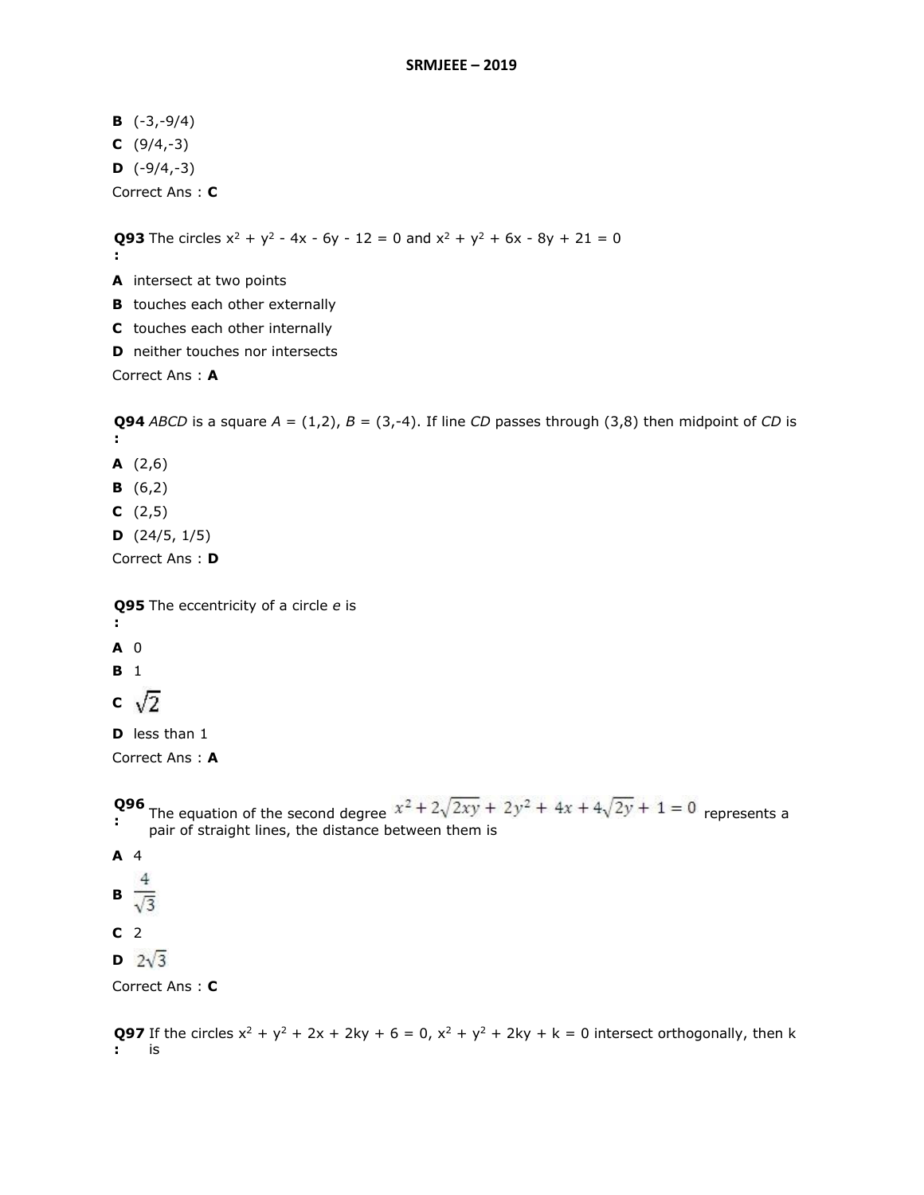**B** (-3,-9/4)

**C** (9/4,-3)

**D** (-9/4,-3)

Correct Ans : **C**

**Q93 :** The circles $x^2 + y^2 - 4x - 6y - 12 = 0$ and $x^2 + y^2 + 6x - 8y + 21 = 0$

**A** intersect at two points

**B** touches each other externally

**C** touches each other internally

**D** neither touches nor intersects

Correct Ans : **A**

**Q94 :** *ABCD* is a square *A* = (1,2), *B* = (3,-4). If line *CD* passes through (3,8) then midpoint of *CD* is

**A** (2,6)

**B** (6,2)

**C** (2,5)

**D** (24/5, 1/5)

Correct Ans : **D**

**Q95 :** The eccentricity of a circle *e* is

**A** 0

**B** 1

**C** $\sqrt{2}$

**D** less than 1

Correct Ans : **A**

**Q96 :** The equation of the second degree $x^2 + 2\sqrt{2xy} + 2y^2 + 4x + 4\sqrt{2y} + 1 = 0$ represents a pair of straight lines, the distance between them is

**A** 4

**B** $\frac{4}{\sqrt{3}}$

**C** 2

**D** $2\sqrt{3}$

Correct Ans : **C**

**Q97 :** If the circles $x^2 + y^2 + 2x + 2ky + 6 = 0$, $x^2 + y^2 + 2ky + k = 0$ intersect orthogonally, then k is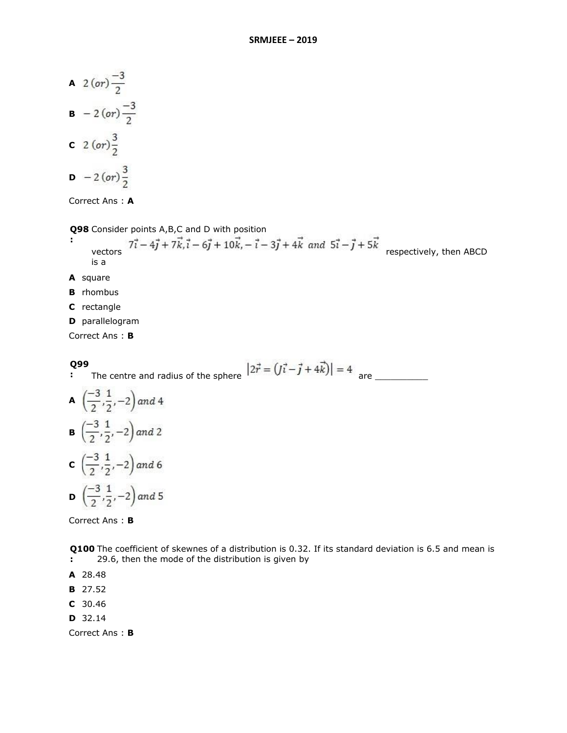**A** $2\,(or)\,\frac{-3}{2}$

**B** $-2\,(or)\,\frac{-3}{2}$

**C** $2\,(or)\,\frac{3}{2}$

**D** $-2\,(or)\,\frac{3}{2}$

Correct Ans : **A**

**Q98:** Consider points A,B,C and D with position vectors $7\vec{i}-4\vec{j}+7\vec{k}, \vec{i}-6\vec{j}+10\vec{k}, -\vec{i}-3\vec{j}+4\vec{k}$ and $5\vec{i}-\vec{j}+5\vec{k}$ respectively, then ABCD is a

**A** square

**B** rhombus

**C** rectangle

**D** parallelogram

Correct Ans : **B**

**Q99:** The centre and radius of the sphere $\left|2\vec{r} = \left(J\vec{i}-\vec{j}+4\vec{k}\right)\right| = 4$ are __________

**A** $\left(\frac{-3}{2}, \frac{1}{2}, -2\right)$ and 4

**B** $\left(\frac{-3}{2}, \frac{1}{2}, -2\right)$ and 2

**C** $\left(\frac{-3}{2}, \frac{1}{2}, -2\right)$ and 6

**D** $\left(\frac{-3}{2}, \frac{1}{2}, -2\right)$ and 5

Correct Ans : **B**

**Q100:** The coefficient of skewnes of a distribution is 0.32. If its standard deviation is 6.5 and mean is 29.6, then the mode of the distribution is given by

**A** 28.48

**B** 27.52

**C** 30.46

**D** 32.14

Correct Ans : **B**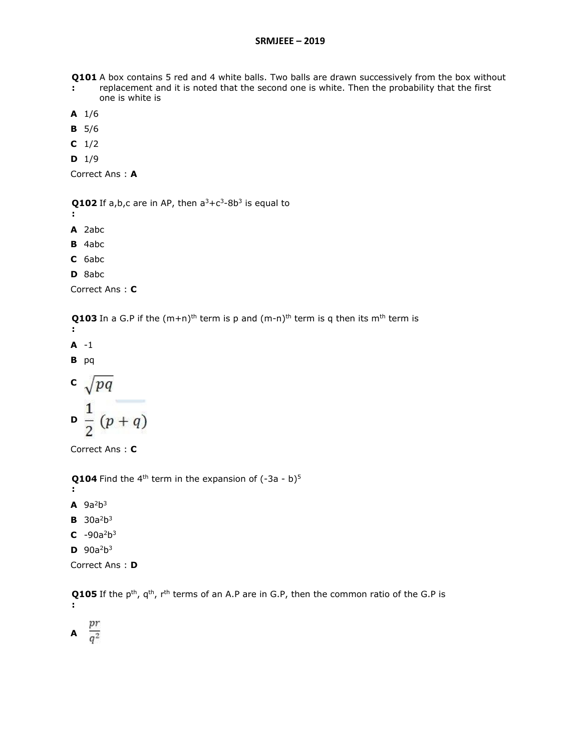**Q101:** A box contains 5 red and 4 white balls. Two balls are drawn successively from the box without replacement and it is noted that the second one is white. Then the probability that the first one is white is

**A** 1/6

**B** 5/6

**C** 1/2

**D** 1/9

Correct Ans : **A**

**Q102:** If a,b,c are in AP, then $a^3+c^3-8b^3$ is equal to

**A** 2abc

**B** 4abc

**C** 6abc

**D** 8abc

Correct Ans : **C**

**Q103:** In a G.P if the $(m+n)^{th}$ term is p and $(m-n)^{th}$ term is q then its $m^{th}$ term is

**A** -1

**B** pq

**C** $\sqrt{pq}$

**D** $\frac{1}{2}(p+q)$

Correct Ans : **C**

**Q104:** Find the $4^{th}$ term in the expansion of $(-3a - b)^5$

**A** $9a^2b^3$

**B** $30a^2b^3$

**C** $-90a^2b^3$

**D** $90a^2b^3$

Correct Ans : **D**

**Q105:** If the $p^{th}$, $q^{th}$, $r^{th}$ terms of an A.P are in G.P, then the common ratio of the G.P is

**A** $\frac{pr}{q^2}$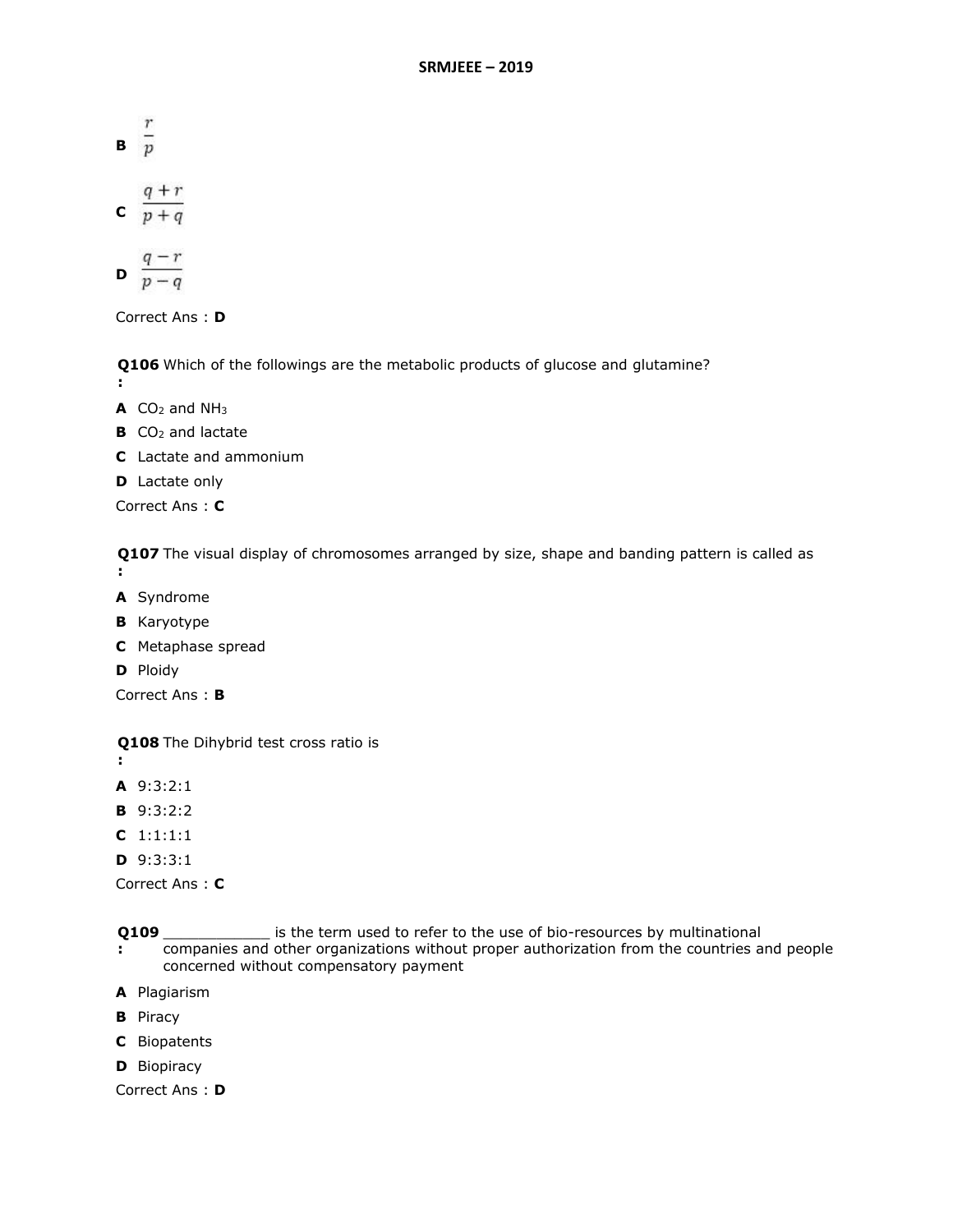**B** $\frac{r}{p}$

**C** $\frac{q+r}{p+q}$

**D** $\frac{q-r}{p-q}$

Correct Ans : **D**

**Q106 :** Which of the followings are the metabolic products of glucose and glutamine?

**A** $CO_2$ and $NH_3$

**B** $CO_2$ and lactate

**C** Lactate and ammonium

**D** Lactate only

Correct Ans : **C**

**Q107 :** The visual display of chromosomes arranged by size, shape and banding pattern is called as

**A** Syndrome

**B** Karyotype

**C** Metaphase spread

**D** Ploidy

Correct Ans : **B**

**Q108 :** The Dihybrid test cross ratio is

**A** 9:3:2:1

**B** 9:3:2:2

**C** 1:1:1:1

**D** 9:3:3:1

Correct Ans : **C**

**Q109 :** ____________ is the term used to refer to the use of bio-resources by multinational companies and other organizations without proper authorization from the countries and people concerned without compensatory payment

**A** Plagiarism

**B** Piracy

**C** Biopatents

**D** Biopiracy

Correct Ans : **D**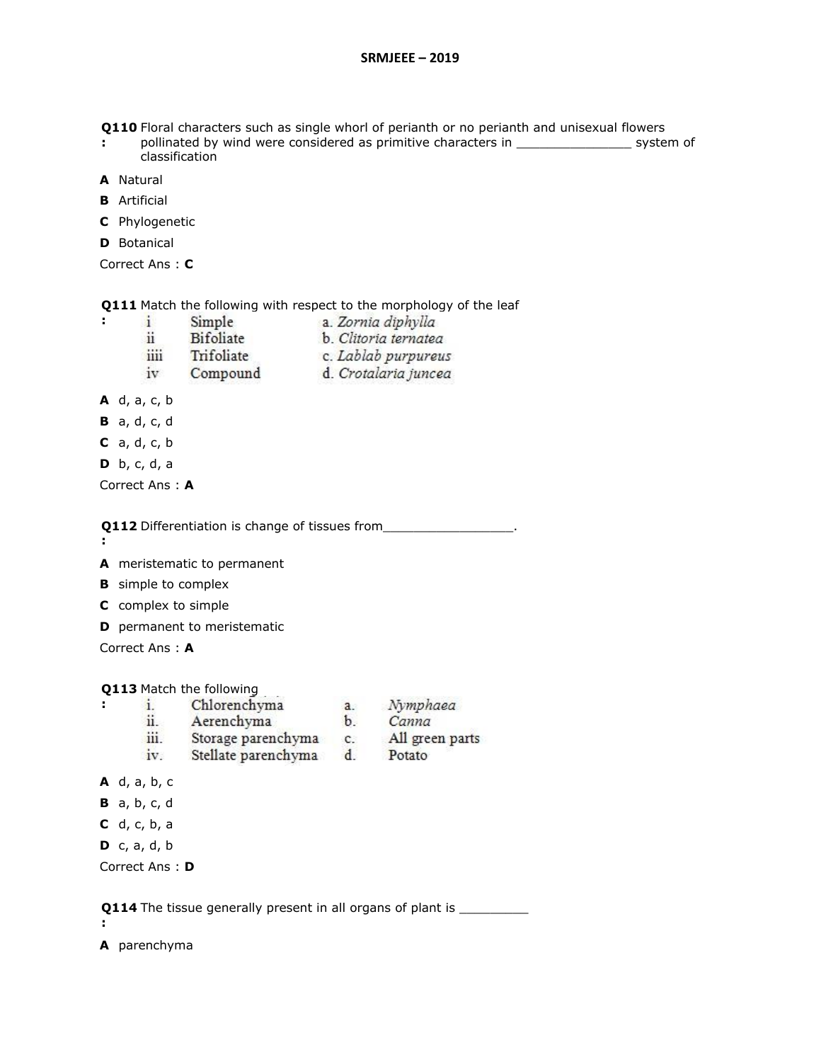**Q110 :** Floral characters such as single whorl of perianth or no perianth and unisexual flowers pollinated by wind were considered as primitive characters in _______________ system of classification

**A** Natural

**B** Artificial

**C** Phylogenetic

**D** Botanical

Correct Ans : **C**

**Q111 :** Match the following with respect to the morphology of the leaf

| | | |
|---|---|---|
| i | Simple | a. *Zornia diphylla* |
| ii | Bifoliate | b. *Clitoria ternatea* |
| iiii | Trifoliate | c. *Lablab purpureus* |
| iv | Compound | d. *Crotalaria juncea* |

**A** d, a, c, b

**B** a, d, c, d

**C** a, d, c, b

**D** b, c, d, a

Correct Ans : **A**

**Q112 :** Differentiation is change of tissues from_________________.

**A** meristematic to permanent

**B** simple to complex

**C** complex to simple

**D** permanent to meristematic

Correct Ans : **A**

**Q113 :** Match the following

| | | | |
|---|---|---|---|
| i. | Chlorenchyma | a. | *Nymphaea* |
| ii. | Aerenchyma | b. | *Canna* |
| iii. | Storage parenchyma | c. | All green parts |
| iv. | Stellate parenchyma | d. | Potato |

**A** d, a, b, c

**B** a, b, c, d

**C** d, c, b, a

**D** c, a, d, b

Correct Ans : **D**

**Q114 :** The tissue generally present in all organs of plant is _________

**A** parenchyma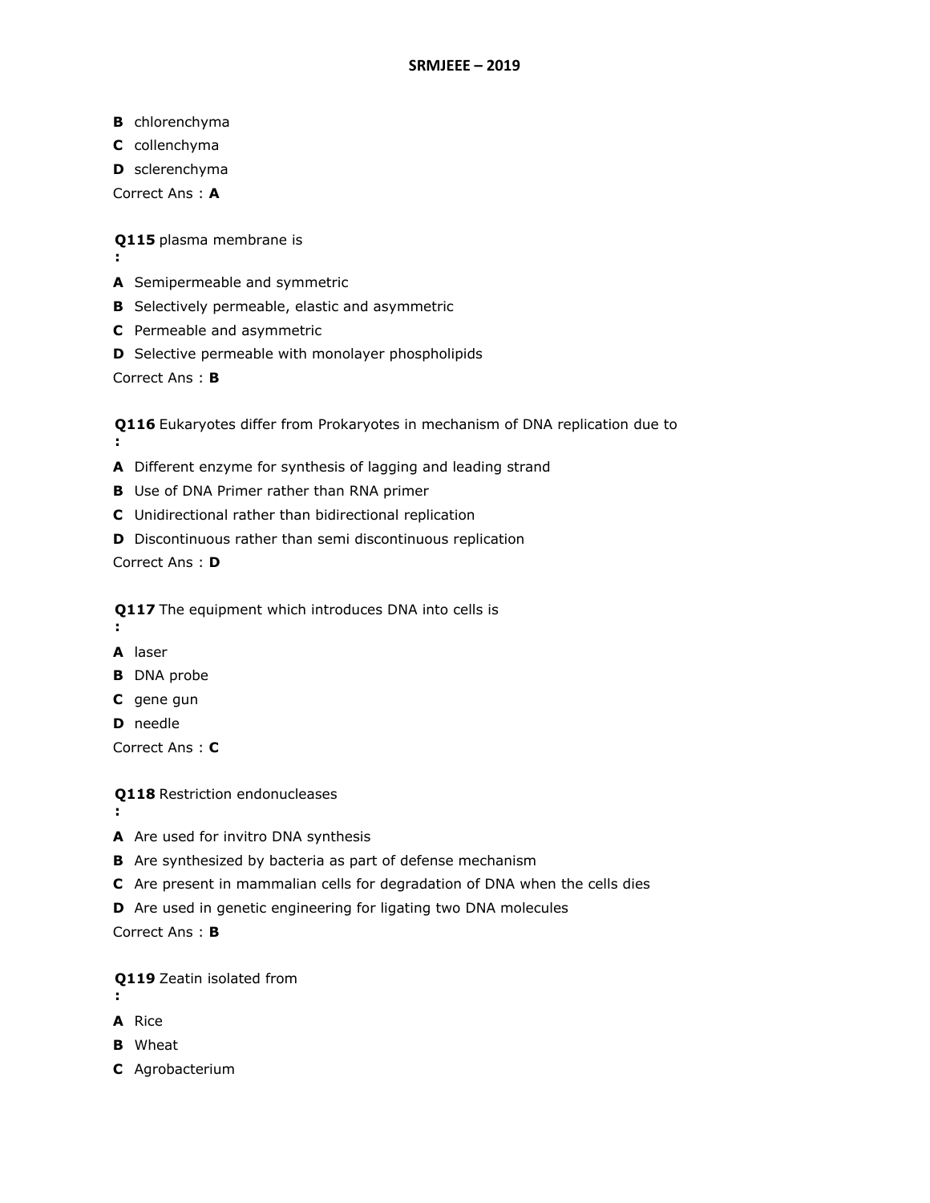**B** chlorenchyma

**C** collenchyma

**D** sclerenchyma

Correct Ans : **A**

**Q115** plasma membrane is
**:**

**A** Semipermeable and symmetric

**B** Selectively permeable, elastic and asymmetric

**C** Permeable and asymmetric

**D** Selective permeable with monolayer phospholipids

Correct Ans : **B**

**Q116** Eukaryotes differ from Prokaryotes in mechanism of DNA replication due to
**:**

**A** Different enzyme for synthesis of lagging and leading strand

**B** Use of DNA Primer rather than RNA primer

**C** Unidirectional rather than bidirectional replication

**D** Discontinuous rather than semi discontinuous replication

Correct Ans : **D**

**Q117** The equipment which introduces DNA into cells is
**:**

**A** laser

**B** DNA probe

**C** gene gun

**D** needle

Correct Ans : **C**

**Q118** Restriction endonucleases
**:**

**A** Are used for invitro DNA synthesis

**B** Are synthesized by bacteria as part of defense mechanism

**C** Are present in mammalian cells for degradation of DNA when the cells dies

**D** Are used in genetic engineering for ligating two DNA molecules

Correct Ans : **B**

**Q119** Zeatin isolated from
**:**

**A** Rice

**B** Wheat

**C** Agrobacterium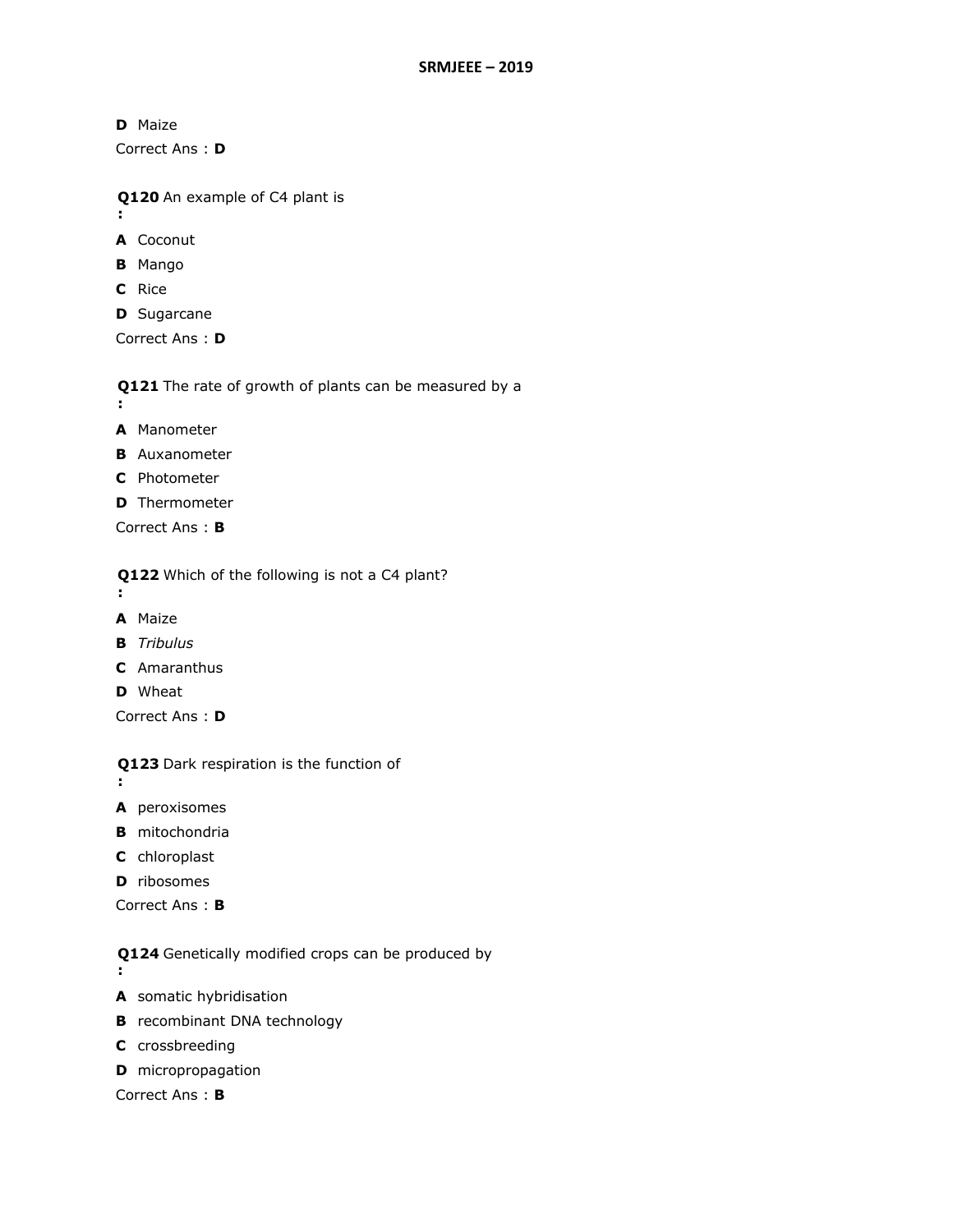**D** Maize

Correct Ans : **D**

**Q120** An example of C4 plant is
**:**

**A** Coconut

**B** Mango

**C** Rice

**D** Sugarcane

Correct Ans : **D**

**Q121** The rate of growth of plants can be measured by a
**:**

**A** Manometer

**B** Auxanometer

**C** Photometer

**D** Thermometer

Correct Ans : **B**

**Q122** Which of the following is not a C4 plant?
**:**

**A** Maize

**B** *Tribulus*

**C** Amaranthus

**D** Wheat

Correct Ans : **D**

**Q123** Dark respiration is the function of
**:**

**A** peroxisomes

**B** mitochondria

**C** chloroplast

**D** ribosomes

Correct Ans : **B**

**Q124** Genetically modified crops can be produced by
**:**

**A** somatic hybridisation

**B** recombinant DNA technology

**C** crossbreeding

**D** micropropagation

Correct Ans : **B**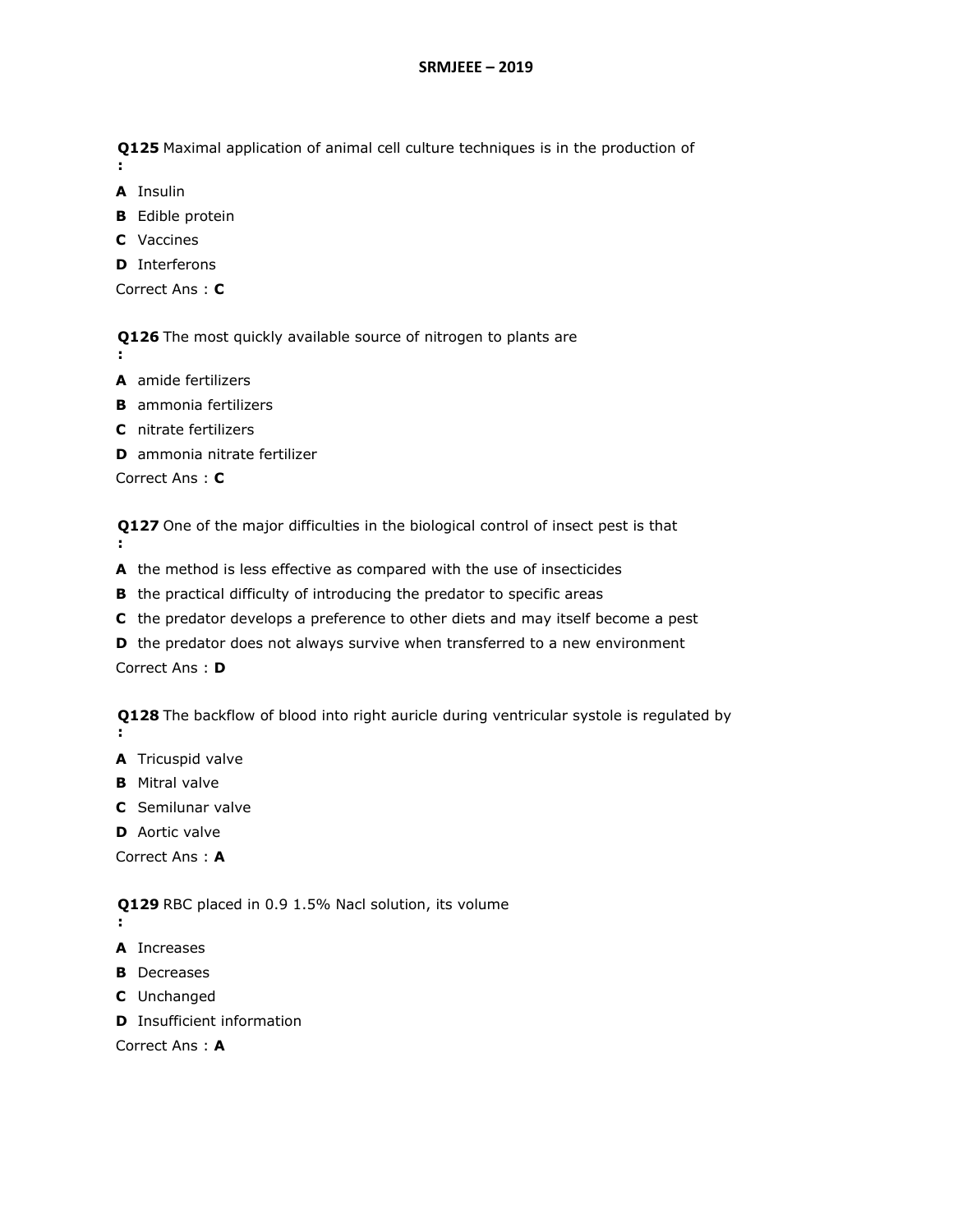**Q125** Maximal application of animal cell culture techniques is in the production of
**:**

**A** Insulin

**B** Edible protein

**C** Vaccines

**D** Interferons

Correct Ans : **C**

**Q126** The most quickly available source of nitrogen to plants are
**:**

**A** amide fertilizers

**B** ammonia fertilizers

**C** nitrate fertilizers

**D** ammonia nitrate fertilizer

Correct Ans : **C**

**Q127** One of the major difficulties in the biological control of insect pest is that
**:**

**A** the method is less effective as compared with the use of insecticides

**B** the practical difficulty of introducing the predator to specific areas

**C** the predator develops a preference to other diets and may itself become a pest

**D** the predator does not always survive when transferred to a new environment

Correct Ans : **D**

**Q128** The backflow of blood into right auricle during ventricular systole is regulated by
**:**

**A** Tricuspid valve

**B** Mitral valve

**C** Semilunar valve

**D** Aortic valve

Correct Ans : **A**

**Q129** RBC placed in 0.9 1.5% Nacl solution, its volume
**:**

**A** Increases

**B** Decreases

**C** Unchanged

**D** Insufficient information

Correct Ans : **A**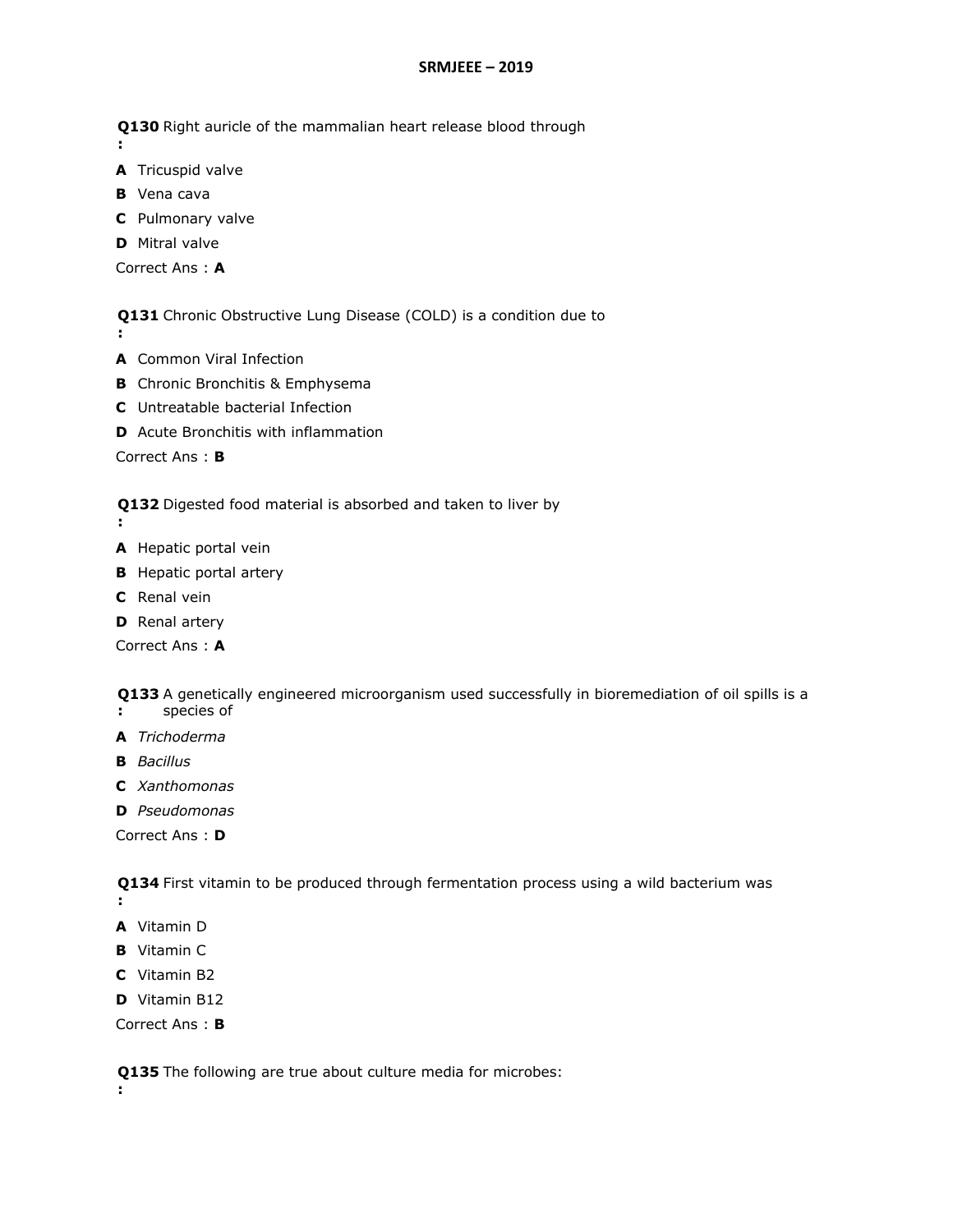**Q130 :** Right auricle of the mammalian heart release blood through

**A** Tricuspid valve

**B** Vena cava

**C** Pulmonary valve

**D** Mitral valve

Correct Ans : **A**

**Q131 :** Chronic Obstructive Lung Disease (COLD) is a condition due to

**A** Common Viral Infection

**B** Chronic Bronchitis & Emphysema

**C** Untreatable bacterial Infection

**D** Acute Bronchitis with inflammation

Correct Ans : **B**

**Q132 :** Digested food material is absorbed and taken to liver by

**A** Hepatic portal vein

**B** Hepatic portal artery

**C** Renal vein

**D** Renal artery

Correct Ans : **A**

**Q133 :** A genetically engineered microorganism used successfully in bioremediation of oil spills is a species of

**A** *Trichoderma*

**B** *Bacillus*

**C** *Xanthomonas*

**D** *Pseudomonas*

Correct Ans : **D**

**Q134 :** First vitamin to be produced through fermentation process using a wild bacterium was

**A** Vitamin D

**B** Vitamin C

**C** Vitamin B2

**D** Vitamin B12

Correct Ans : **B**

**Q135 :** The following are true about culture media for microbes: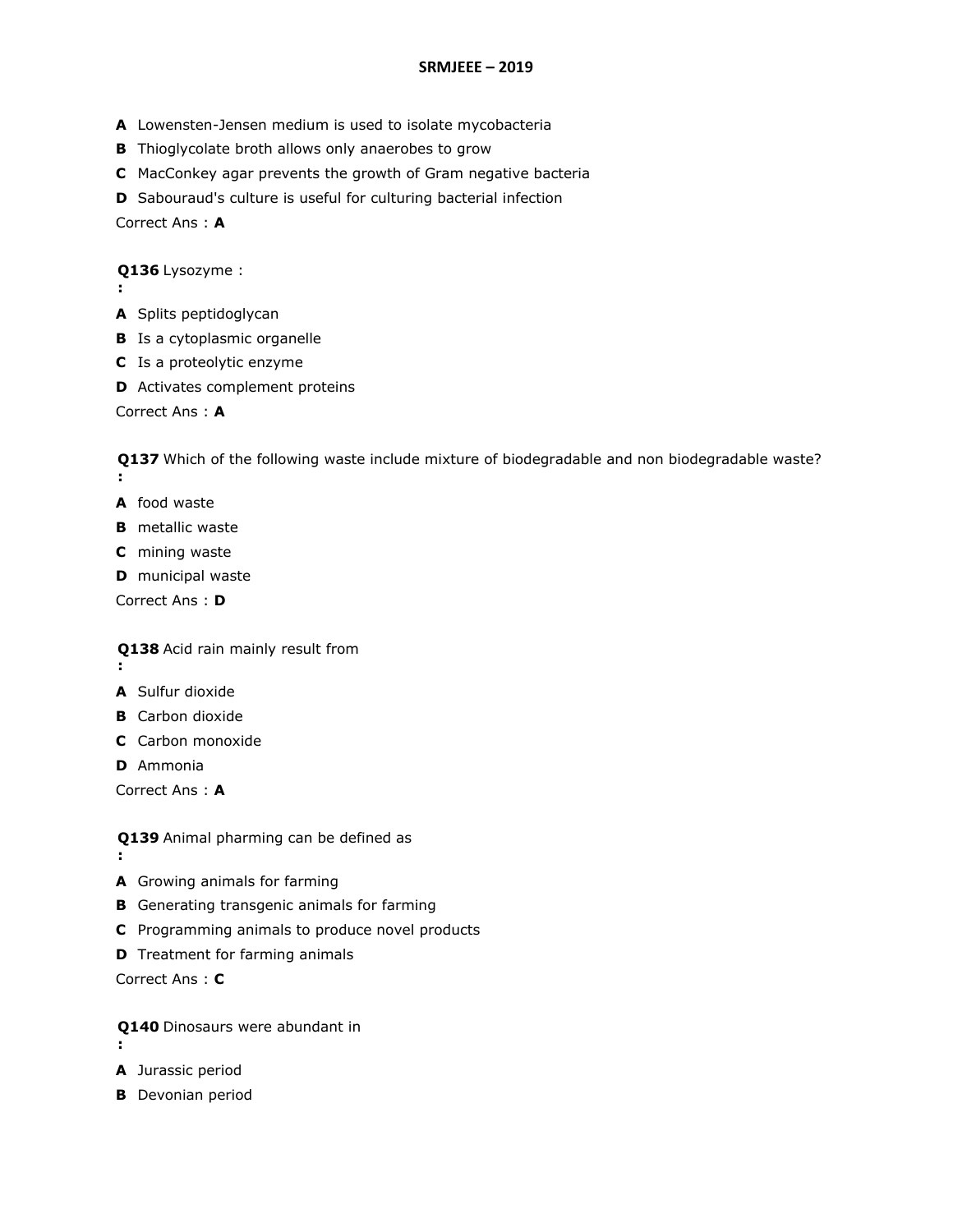**A** Lowensten-Jensen medium is used to isolate mycobacteria

**B** Thioglycolate broth allows only anaerobes to grow

**C** MacConkey agar prevents the growth of Gram negative bacteria

**D** Sabouraud's culture is useful for culturing bacterial infection

Correct Ans : **A**

**Q136** Lysozyme :
**:**

**A** Splits peptidoglycan

**B** Is a cytoplasmic organelle

**C** Is a proteolytic enzyme

**D** Activates complement proteins

Correct Ans : **A**

**Q137** Which of the following waste include mixture of biodegradable and non biodegradable waste?
**:**

**A** food waste

**B** metallic waste

**C** mining waste

**D** municipal waste

Correct Ans : **D**

**Q138** Acid rain mainly result from
**:**

**A** Sulfur dioxide

**B** Carbon dioxide

**C** Carbon monoxide

**D** Ammonia

Correct Ans : **A**

**Q139** Animal pharming can be defined as
**:**

**A** Growing animals for farming

**B** Generating transgenic animals for farming

**C** Programming animals to produce novel products

**D** Treatment for farming animals

Correct Ans : **C**

**Q140** Dinosaurs were abundant in
**:**

**A** Jurassic period

**B** Devonian period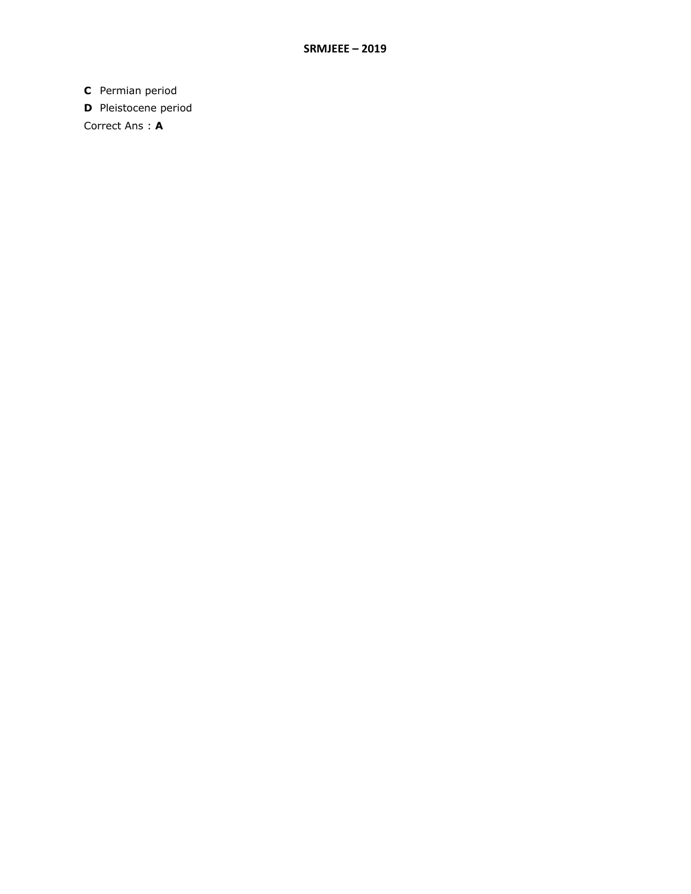**C** Permian period

**D** Pleistocene period

Correct Ans : **A**